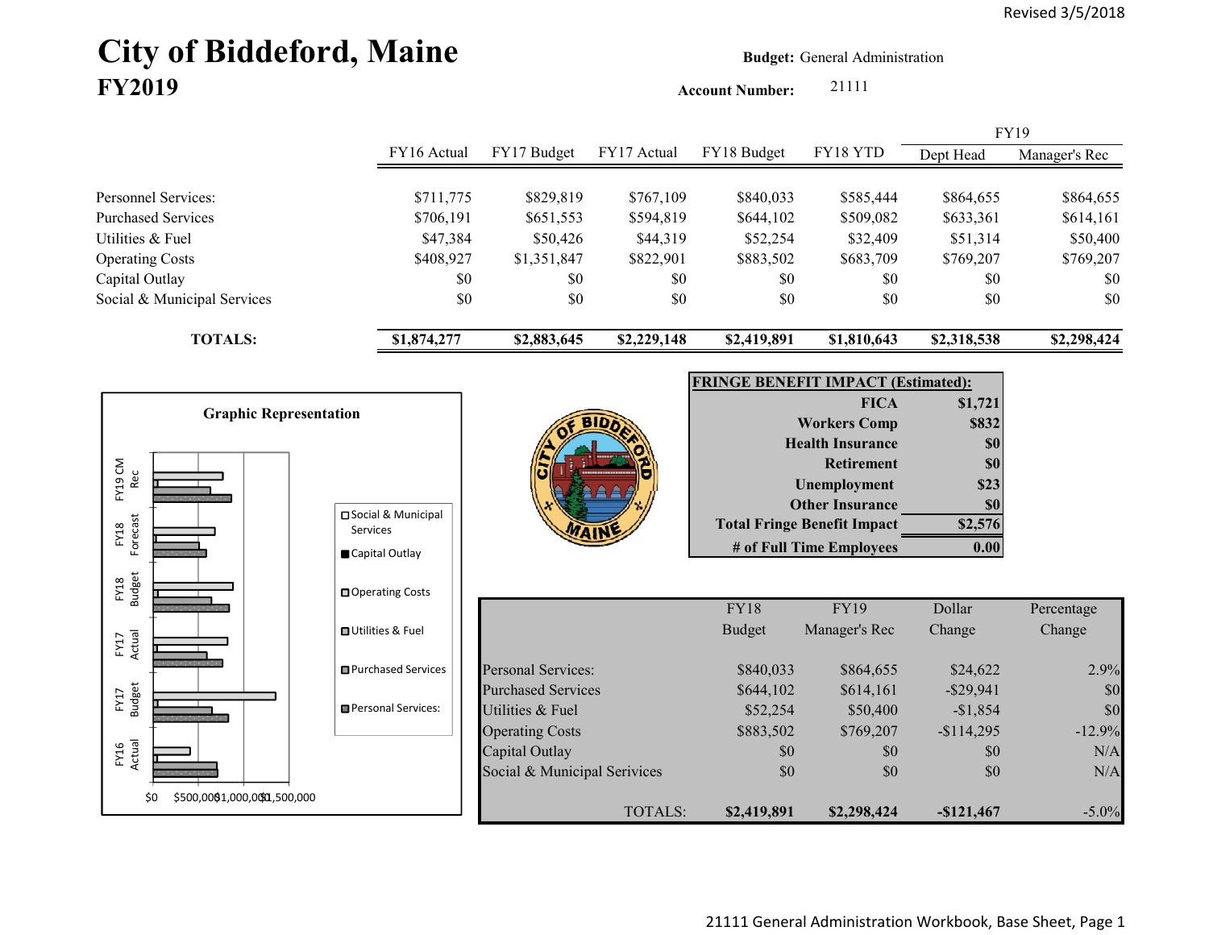Revised 3/5/2018

# City of Biddeford, Maine
## FY2019

**Budget:** General Administration

**Account Number:** 21111

| | FY16 Actual | FY17 Budget | FY17 Actual | FY18 Budget | FY18 YTD | FY19 Dept Head | FY19 Manager's Rec |
|---|---|---|---|---|---|---|---|
| Personnel Services: | $711,775 | $829,819 | $767,109 | $840,033 | $585,444 | $864,655 | $864,655 |
| Purchased Services | $706,191 | $651,553 | $594,819 | $644,102 | $509,082 | $633,361 | $614,161 |
| Utilities & Fuel | $47,384 | $50,426 | $44,319 | $52,254 | $32,409 | $51,314 | $50,400 |
| Operating Costs | $408,927 | $1,351,847 | $822,901 | $883,502 | $683,709 | $769,207 | $769,207 |
| Capital Outlay | $0 | $0 | $0 | $0 | $0 | $0 | $0 |
| Social & Municipal Services | $0 | $0 | $0 | $0 | $0 | $0 | $0 |
| **TOTALS:** | **$1,874,277** | **$2,883,645** | **$2,229,148** | **$2,419,891** | **$1,810,643** | **$2,318,538** | **$2,298,424** |

**Graphic Representation**

| FRINGE BENEFIT IMPACT (Estimated): | |
|---|---|
| FICA | $1,721 |
| Workers Comp | $832 |
| Health Insurance | $0 |
| Retirement | $0 |
| Unemployment | $23 |
| Other Insurance | $0 |
| Total Fringe Benefit Impact | $2,576 |
| # of Full Time Employees | 0.00 |

| | FY18 Budget | FY19 Manager's Rec | Dollar Change | Percentage Change |
|---|---|---|---|---|
| Personal Services: | $840,033 | $864,655 | $24,622 | 2.9% |
| Purchased Services | $644,102 | $614,161 | -$29,941 | $0 |
| Utilities & Fuel | $52,254 | $50,400 | -$1,854 | $0 |
| Operating Costs | $883,502 | $769,207 | -$114,295 | -12.9% |
| Capital Outlay | $0 | $0 | $0 | N/A |
| Social & Municipal Services | $0 | $0 | $0 | N/A |
| TOTALS: | **$2,419,891** | **$2,298,424** | **-$121,467** | -5.0% |

21111 General Administration Workbook, Base Sheet, Page 1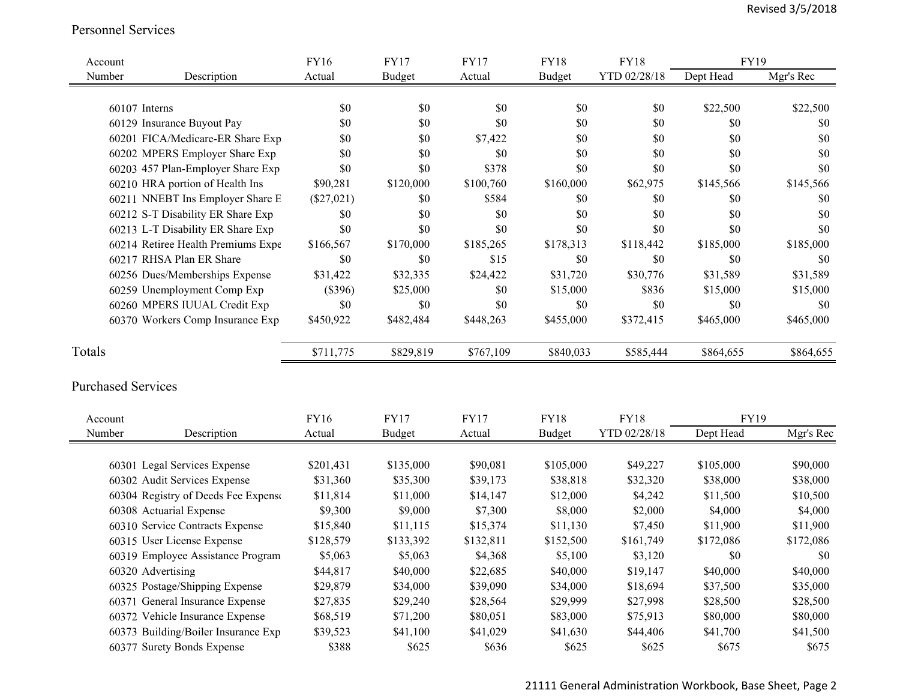## Personnel Services

| Account Number | Description | FY16 Actual | FY17 Budget | FY17 Actual | FY18 Budget | FY18 YTD 02/28/18 | FY19 Dept Head | FY19 Mgr's Rec |
|---|---|---|---|---|---|---|---|---|
| 60107 | Interns | $0 | $0 | $0 | $0 | $0 | $22,500 | $22,500 |
| 60129 | Insurance Buyout Pay | $0 | $0 | $0 | $0 | $0 | $0 | $0 |
| 60201 | FICA/Medicare-ER Share Exp | $0 | $0 | $7,422 | $0 | $0 | $0 | $0 |
| 60202 | MPERS Employer Share Exp | $0 | $0 | $0 | $0 | $0 | $0 | $0 |
| 60203 | 457 Plan-Employer Share Exp | $0 | $0 | $378 | $0 | $0 | $0 | $0 |
| 60210 | HRA portion of Health Ins | $90,281 | $120,000 | $100,760 | $160,000 | $62,975 | $145,566 | $145,566 |
| 60211 | NNEBT Ins Employer Share E | ($27,021) | $0 | $584 | $0 | $0 | $0 | $0 |
| 60212 | S-T Disability ER Share Exp | $0 | $0 | $0 | $0 | $0 | $0 | $0 |
| 60213 | L-T Disability ER Share Exp | $0 | $0 | $0 | $0 | $0 | $0 | $0 |
| 60214 | Retiree Health Premiums Expe | $166,567 | $170,000 | $185,265 | $178,313 | $118,442 | $185,000 | $185,000 |
| 60217 | RHSA Plan ER Share | $0 | $0 | $15 | $0 | $0 | $0 | $0 |
| 60256 | Dues/Memberships Expense | $31,422 | $32,335 | $24,422 | $31,720 | $30,776 | $31,589 | $31,589 |
| 60259 | Unemployment Comp Exp | ($396) | $25,000 | $0 | $15,000 | $836 | $15,000 | $15,000 |
| 60260 | MPERS IUUAL Credit Exp | $0 | $0 | $0 | $0 | $0 | $0 | $0 |
| 60370 | Workers Comp Insurance Exp | $450,922 | $482,484 | $448,263 | $455,000 | $372,415 | $465,000 | $465,000 |
| Totals | | $711,775 | $829,819 | $767,109 | $840,033 | $585,444 | $864,655 | $864,655 |

## Purchased Services

| Account Number | Description | FY16 Actual | FY17 Budget | FY17 Actual | FY18 Budget | FY18 YTD 02/28/18 | FY19 Dept Head | FY19 Mgr's Rec |
|---|---|---|---|---|---|---|---|---|
| 60301 | Legal Services Expense | $201,431 | $135,000 | $90,081 | $105,000 | $49,227 | $105,000 | $90,000 |
| 60302 | Audit Services Expense | $31,360 | $35,300 | $39,173 | $38,818 | $32,320 | $38,000 | $38,000 |
| 60304 | Registry of Deeds Fee Expense | $11,814 | $11,000 | $14,147 | $12,000 | $4,242 | $11,500 | $10,500 |
| 60308 | Actuarial Expense | $9,300 | $9,000 | $7,300 | $8,000 | $2,000 | $4,000 | $4,000 |
| 60310 | Service Contracts Expense | $15,840 | $11,115 | $15,374 | $11,130 | $7,450 | $11,900 | $11,900 |
| 60315 | User License Expense | $128,579 | $133,392 | $132,811 | $152,500 | $161,749 | $172,086 | $172,086 |
| 60319 | Employee Assistance Program | $5,063 | $5,063 | $4,368 | $5,100 | $3,120 | $0 | $0 |
| 60320 | Advertising | $44,817 | $40,000 | $22,685 | $40,000 | $19,147 | $40,000 | $40,000 |
| 60325 | Postage/Shipping Expense | $29,879 | $34,000 | $39,090 | $34,000 | $18,694 | $37,500 | $35,000 |
| 60371 | General Insurance Expense | $27,835 | $29,240 | $28,564 | $29,999 | $27,998 | $28,500 | $28,500 |
| 60372 | Vehicle Insurance Expense | $68,519 | $71,200 | $80,051 | $83,000 | $75,913 | $80,000 | $80,000 |
| 60373 | Building/Boiler Insurance Exp | $39,523 | $41,100 | $41,029 | $41,630 | $44,406 | $41,700 | $41,500 |
| 60377 | Surety Bonds Expense | $388 | $625 | $636 | $625 | $625 | $675 | $675 |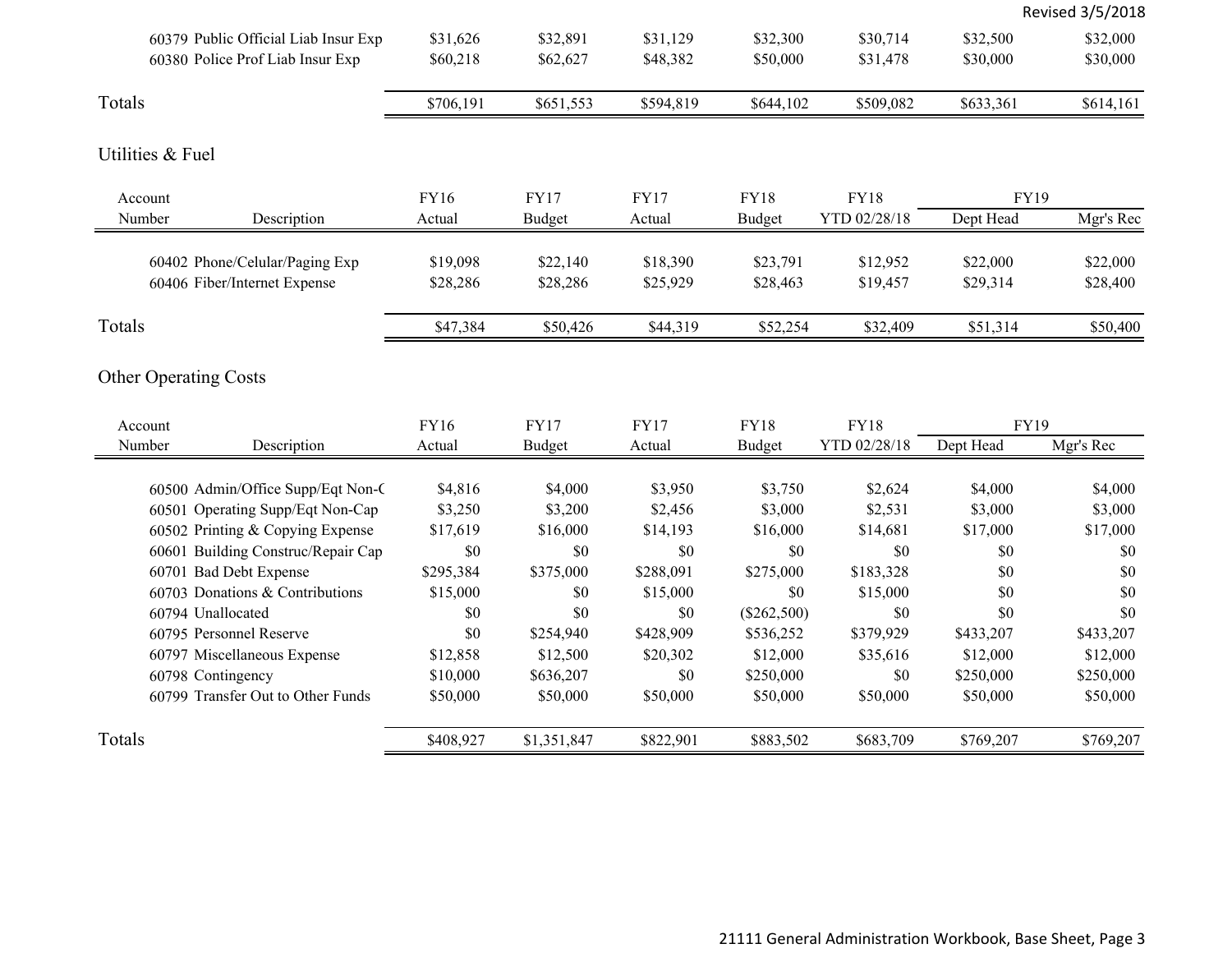| Account Number | Description | FY16 Actual | FY17 Budget | FY17 Actual | FY18 Budget | FY18 YTD 02/28/18 | FY19 Dept Head | FY19 Mgr's Rec |
|---|---|---|---|---|---|---|---|---|
| 60379 | Public Official Liab Insur Exp | $31,626 | $32,891 | $31,129 | $32,300 | $30,714 | $32,500 | $32,000 |
| 60380 | Police Prof Liab Insur Exp | $60,218 | $62,627 | $48,382 | $50,000 | $31,478 | $30,000 | $30,000 |
| Totals | | $706,191 | $651,553 | $594,819 | $644,102 | $509,082 | $633,361 | $614,161 |

## Utilities & Fuel

| Account Number | Description | FY16 Actual | FY17 Budget | FY17 Actual | FY18 Budget | FY18 YTD 02/28/18 | FY19 Dept Head | FY19 Mgr's Rec |
|---|---|---|---|---|---|---|---|---|
| 60402 | Phone/Celular/Paging Exp | $19,098 | $22,140 | $18,390 | $23,791 | $12,952 | $22,000 | $22,000 |
| 60406 | Fiber/Internet Expense | $28,286 | $28,286 | $25,929 | $28,463 | $19,457 | $29,314 | $28,400 |
| Totals | | $47,384 | $50,426 | $44,319 | $52,254 | $32,409 | $51,314 | $50,400 |

## Other Operating Costs

| Account Number | Description | FY16 Actual | FY17 Budget | FY17 Actual | FY18 Budget | FY18 YTD 02/28/18 | FY19 Dept Head | FY19 Mgr's Rec |
|---|---|---|---|---|---|---|---|---|
| 60500 | Admin/Office Supp/Eqt Non-C | $4,816 | $4,000 | $3,950 | $3,750 | $2,624 | $4,000 | $4,000 |
| 60501 | Operating Supp/Eqt Non-Cap | $3,250 | $3,200 | $2,456 | $3,000 | $2,531 | $3,000 | $3,000 |
| 60502 | Printing & Copying Expense | $17,619 | $16,000 | $14,193 | $16,000 | $14,681 | $17,000 | $17,000 |
| 60601 | Building Construc/Repair Cap | $0 | $0 | $0 | $0 | $0 | $0 | $0 |
| 60701 | Bad Debt Expense | $295,384 | $375,000 | $288,091 | $275,000 | $183,328 | $0 | $0 |
| 60703 | Donations & Contributions | $15,000 | $0 | $15,000 | $0 | $15,000 | $0 | $0 |
| 60794 | Unallocated | $0 | $0 | $0 | ($262,500) | $0 | $0 | $0 |
| 60795 | Personnel Reserve | $0 | $254,940 | $428,909 | $536,252 | $379,929 | $433,207 | $433,207 |
| 60797 | Miscellaneous Expense | $12,858 | $12,500 | $20,302 | $12,000 | $35,616 | $12,000 | $12,000 |
| 60798 | Contingency | $10,000 | $636,207 | $0 | $250,000 | $0 | $250,000 | $250,000 |
| 60799 | Transfer Out to Other Funds | $50,000 | $50,000 | $50,000 | $50,000 | $50,000 | $50,000 | $50,000 |
| Totals | | $408,927 | $1,351,847 | $822,901 | $883,502 | $683,709 | $769,207 | $769,207 |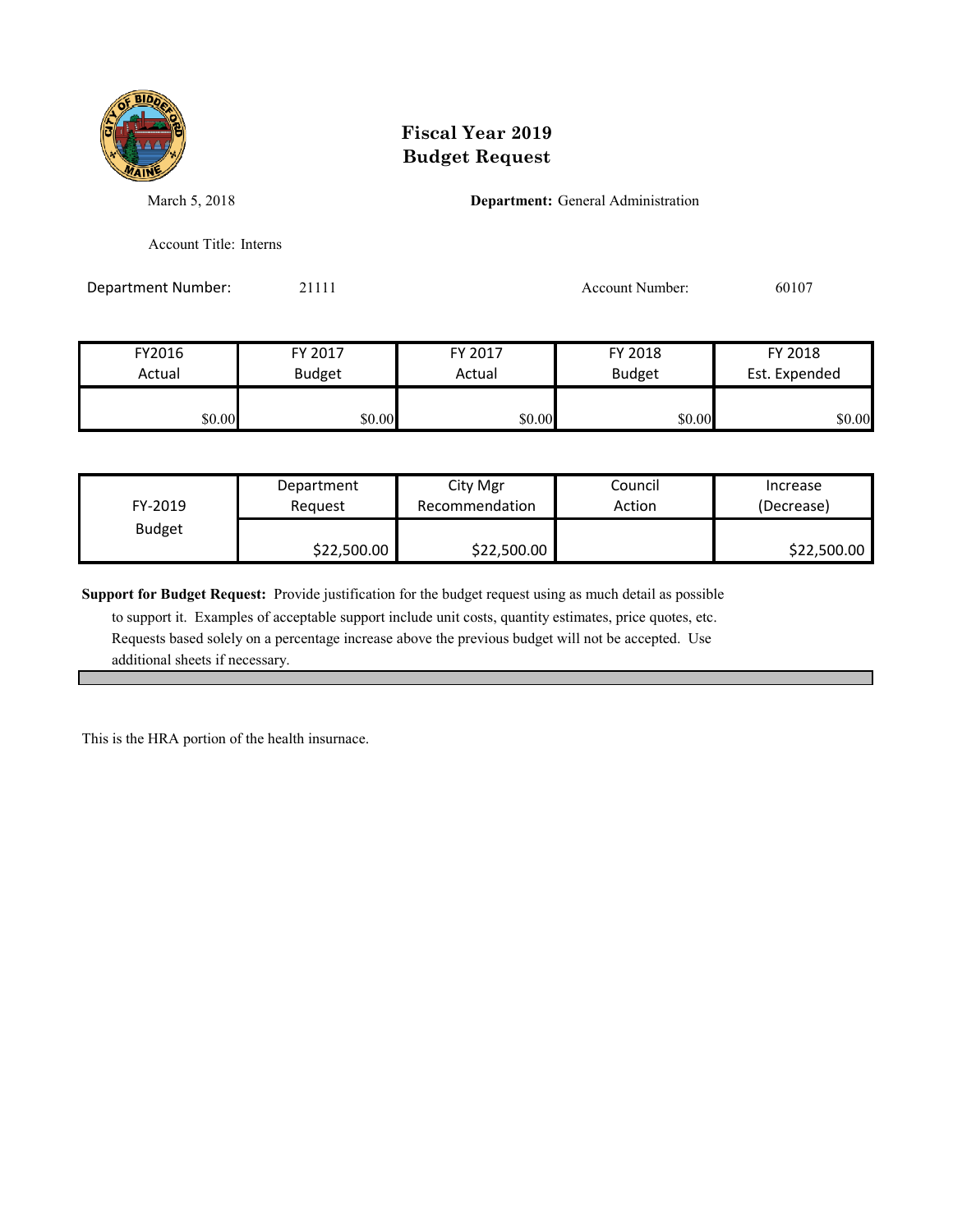# Fiscal Year 2019
# Budget Request

March 5, 2018

**Department:** General Administration

Account Title: Interns

Department Number: 21111

Account Number: 60107

| FY2016 Actual | FY 2017 Budget | FY 2017 Actual | FY 2018 Budget | FY 2018 Est. Expended |
|---|---|---|---|---|
| $0.00 | $0.00 | $0.00 | $0.00 | $0.00 |

| FY-2019 Budget | Department Request | City Mgr Recommendation | Council Action | Increase (Decrease) |
|---|---|---|---|---|
| | $22,500.00 | $22,500.00 | | $22,500.00 |

**Support for Budget Request:** Provide justification for the budget request using as much detail as possible to support it. Examples of acceptable support include unit costs, quantity estimates, price quotes, etc. Requests based solely on a percentage increase above the previous budget will not be accepted. Use additional sheets if necessary.

This is the HRA portion of the health insurnace.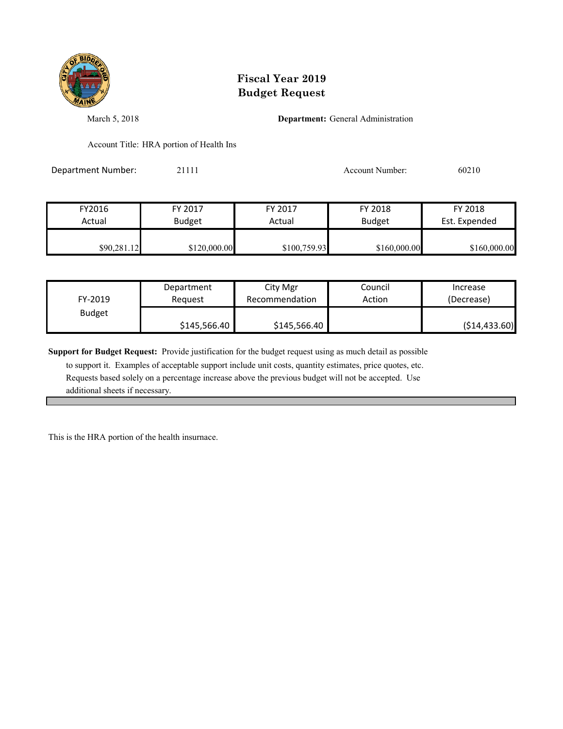# Fiscal Year 2019
# Budget Request

March 5, 2018

**Department:** General Administration

Account Title: HRA portion of Health Ins

Department Number: 21111

Account Number: 60210

| FY2016 Actual | FY 2017 Budget | FY 2017 Actual | FY 2018 Budget | FY 2018 Est. Expended |
|---|---|---|---|---|
| $90,281.12 | $120,000.00 | $100,759.93 | $160,000.00 | $160,000.00 |

| FY-2019 Budget | Department Request | City Mgr Recommendation | Council Action | Increase (Decrease) |
|---|---|---|---|---|
| | $145,566.40 | $145,566.40 | | ($14,433.60) |

**Support for Budget Request:** Provide justification for the budget request using as much detail as possible to support it. Examples of acceptable support include unit costs, quantity estimates, price quotes, etc. Requests based solely on a percentage increase above the previous budget will not be accepted. Use additional sheets if necessary.

This is the HRA portion of the health insurnace.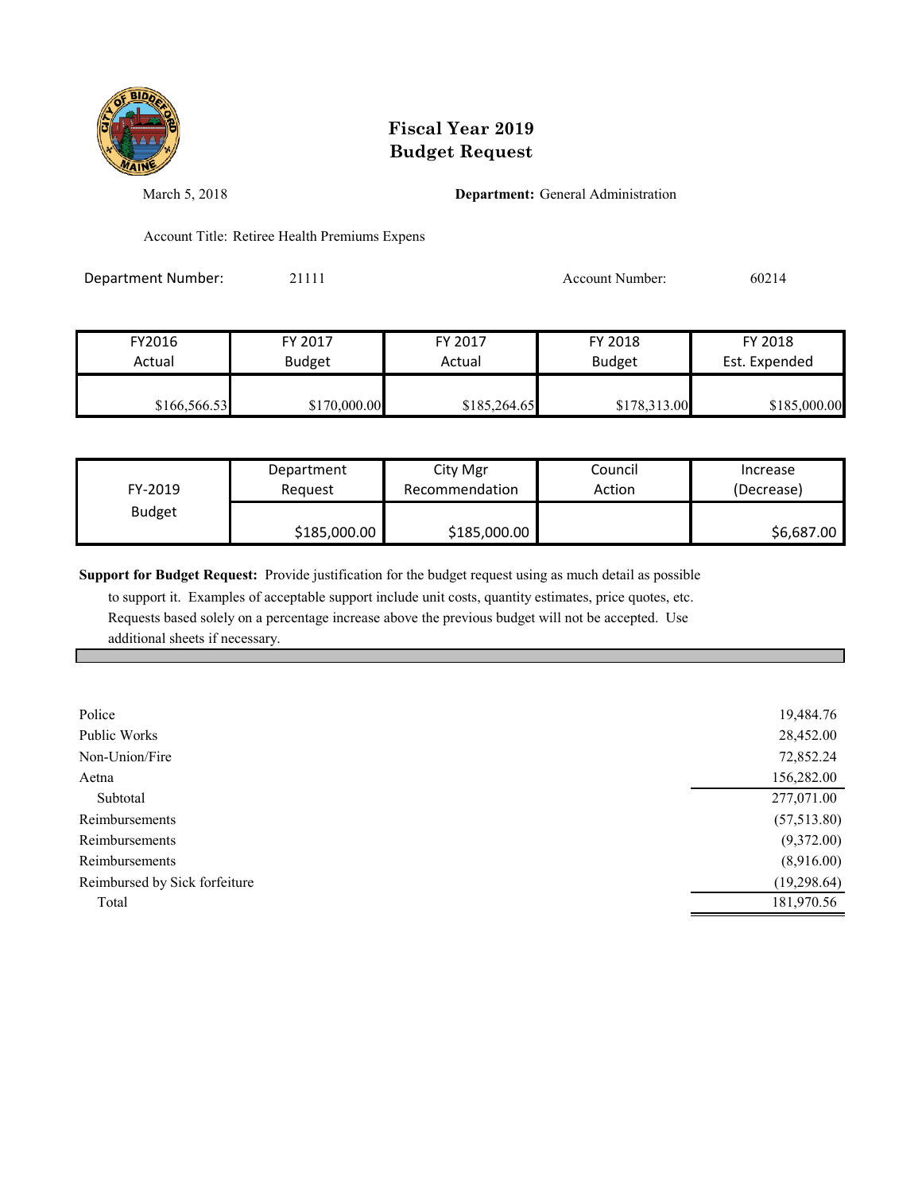# Fiscal Year 2019
# Budget Request

March 5, 2018

**Department:** General Administration

Account Title: Retiree Health Premiums Expens

Department Number: 21111

Account Number: 60214

| FY2016 Actual | FY 2017 Budget | FY 2017 Actual | FY 2018 Budget | FY 2018 Est. Expended |
|---|---|---|---|---|
| $166,566.53 | $170,000.00 | $185,264.65 | $178,313.00 | $185,000.00 |

| FY-2019 Budget | Department Request | City Mgr Recommendation | Council Action | Increase (Decrease) |
|---|---|---|---|---|
| | $185,000.00 | $185,000.00 | | $6,687.00 |

**Support for Budget Request:** Provide justification for the budget request using as much detail as possible to support it. Examples of acceptable support include unit costs, quantity estimates, price quotes, etc. Requests based solely on a percentage increase above the previous budget will not be accepted. Use additional sheets if necessary.

| | |
|---|---|
| Police | 19,484.76 |
| Public Works | 28,452.00 |
| Non-Union/Fire | 72,852.24 |
| Aetna | 156,282.00 |
| Subtotal | 277,071.00 |
| Reimbursements | (57,513.80) |
| Reimbursements | (9,372.00) |
| Reimbursements | (8,916.00) |
| Reimbursed by Sick forfeiture | (19,298.64) |
| Total | 181,970.56 |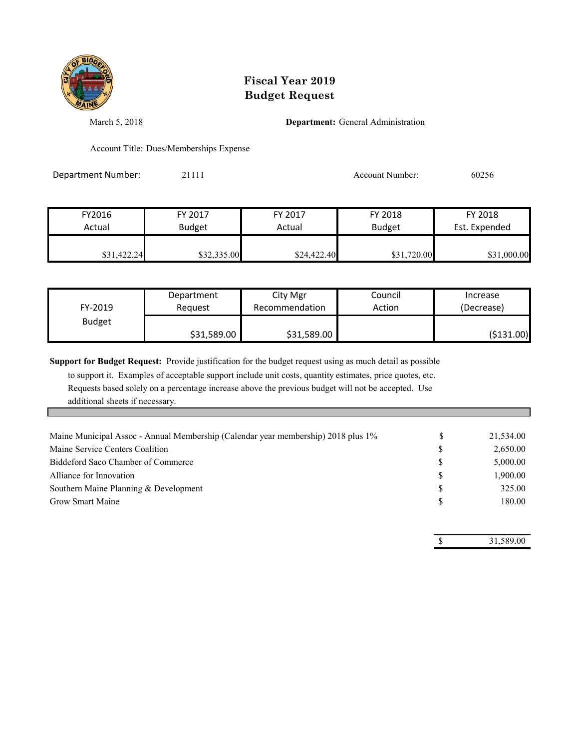# Fiscal Year 2019
# Budget Request

March 5, 2018

**Department:** General Administration

Account Title: Dues/Memberships Expense

Department Number: 21111

Account Number: 60256

| FY2016 Actual | FY 2017 Budget | FY 2017 Actual | FY 2018 Budget | FY 2018 Est. Expended |
|---|---|---|---|---|
| $31,422.24 | $32,335.00 | $24,422.40 | $31,720.00 | $31,000.00 |

| FY-2019 Budget | Department Request | City Mgr Recommendation | Council Action | Increase (Decrease) |
|---|---|---|---|---|
| | $31,589.00 | $31,589.00 | | ($131.00) |

**Support for Budget Request:** Provide justification for the budget request using as much detail as possible to support it. Examples of acceptable support include unit costs, quantity estimates, price quotes, etc. Requests based solely on a percentage increase above the previous budget will not be accepted. Use additional sheets if necessary.

| | | |
|---|---|---|
| Maine Municipal Assoc - Annual Membership (Calendar year membership) 2018 plus 1% | $ | 21,534.00 |
| Maine Service Centers Coalition | $ | 2,650.00 |
| Biddeford Saco Chamber of Commerce | $ | 5,000.00 |
| Alliance for Innovation | $ | 1,900.00 |
| Southern Maine Planning & Development | $ | 325.00 |
| Grow Smart Maine | $ | 180.00 |
| | $ | 31,589.00 |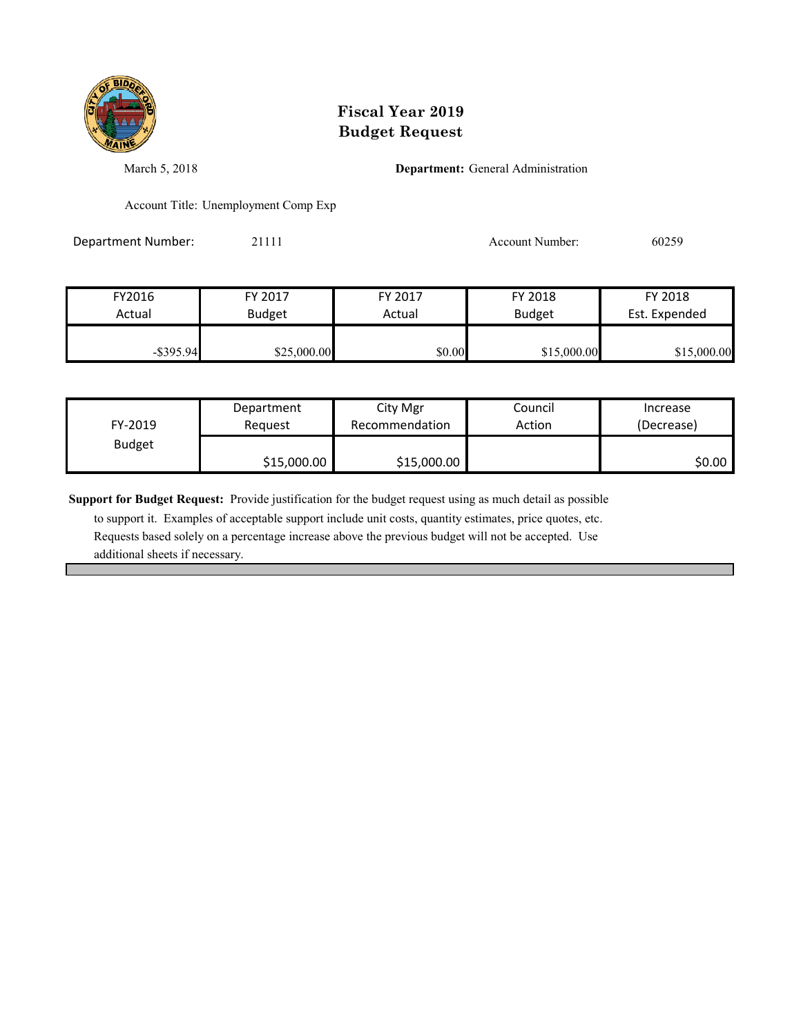# Fiscal Year 2019
# Budget Request

March 5, 2018

**Department:** General Administration

Account Title: Unemployment Comp Exp

Department Number: 21111

Account Number: 60259

| FY2016 Actual | FY 2017 Budget | FY 2017 Actual | FY 2018 Budget | FY 2018 Est. Expended |
|---|---|---|---|---|
| -$395.94 | $25,000.00 | $0.00 | $15,000.00 | $15,000.00 |

| FY-2019 Budget | Department Request | City Mgr Recommendation | Council Action | Increase (Decrease) |
|---|---|---|---|---|
| | $15,000.00 | $15,000.00 | | $0.00 |

**Support for Budget Request:** Provide justification for the budget request using as much detail as possible to support it. Examples of acceptable support include unit costs, quantity estimates, price quotes, etc. Requests based solely on a percentage increase above the previous budget will not be accepted. Use additional sheets if necessary.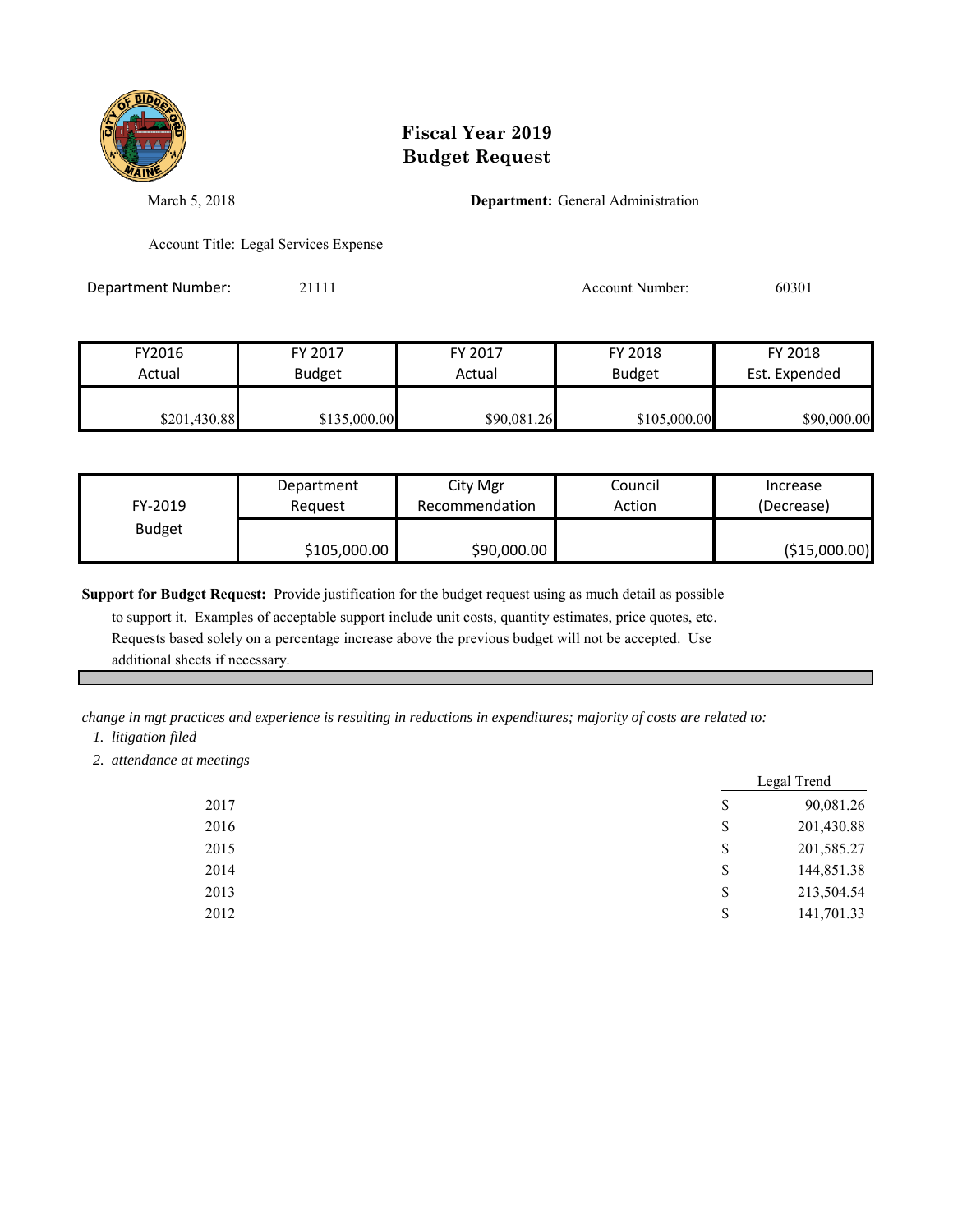# Fiscal Year 2019
# Budget Request

March 5, 2018

**Department:** General Administration

Account Title: Legal Services Expense

Department Number: 21111

Account Number: 60301

| FY2016 Actual | FY 2017 Budget | FY 2017 Actual | FY 2018 Budget | FY 2018 Est. Expended |
|---|---|---|---|---|
| $201,430.88 | $135,000.00 | $90,081.26 | $105,000.00 | $90,000.00 |

| FY-2019 Budget | Department Request | City Mgr Recommendation | Council Action | Increase (Decrease) |
|---|---|---|---|---|
| | $105,000.00 | $90,000.00 | | ($15,000.00) |

**Support for Budget Request:** Provide justification for the budget request using as much detail as possible to support it. Examples of acceptable support include unit costs, quantity estimates, price quotes, etc. Requests based solely on a percentage increase above the previous budget will not be accepted. Use additional sheets if necessary.

*change in mgt practices and experience is resulting in reductions in expenditures; majority of costs are related to:*

1. *litigation filed*
2. *attendance at meetings*

| | Legal Trend |
|---|---|
| 2017 | $ 90,081.26 |
| 2016 | $ 201,430.88 |
| 2015 | $ 201,585.27 |
| 2014 | $ 144,851.38 |
| 2013 | $ 213,504.54 |
| 2012 | $ 141,701.33 |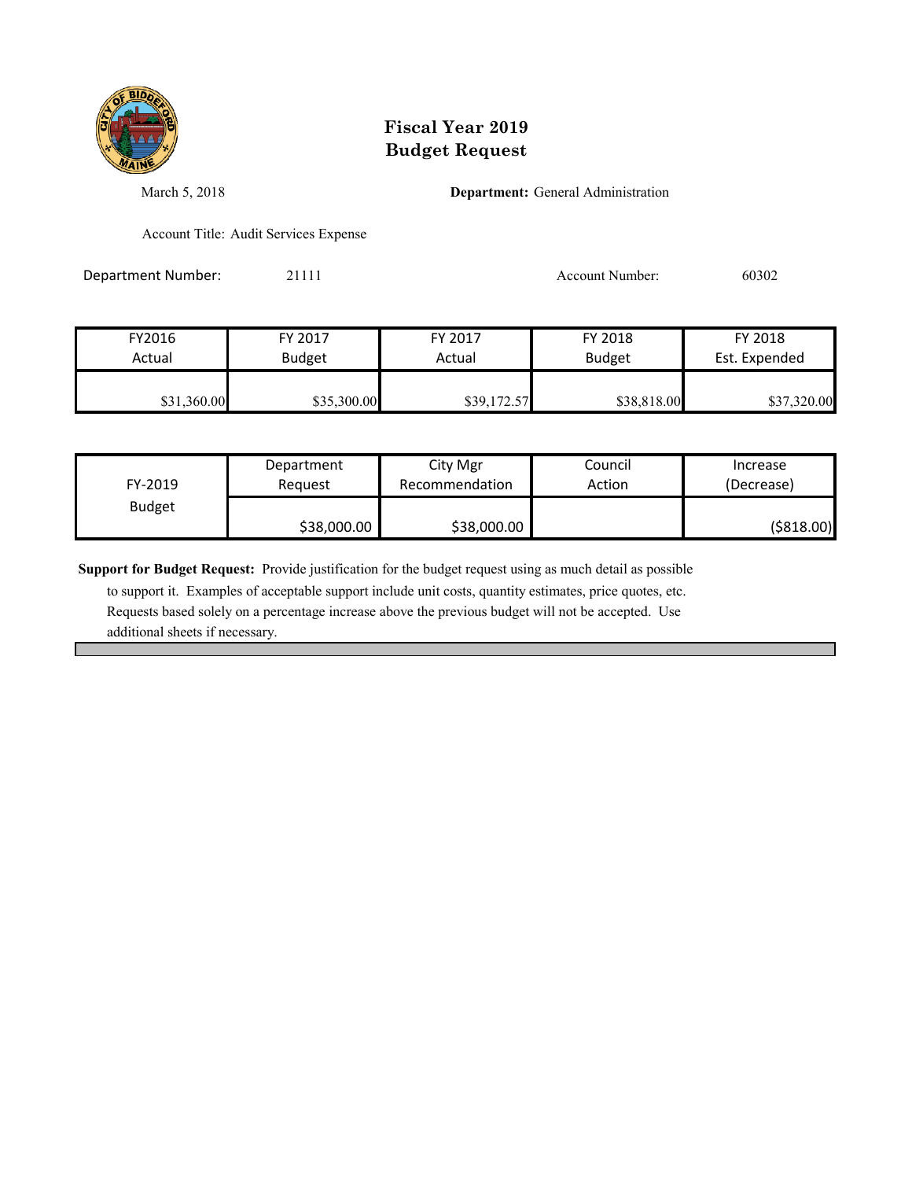# Fiscal Year 2019
# Budget Request

March 5, 2018

**Department:** General Administration

Account Title: Audit Services Expense

Department Number: 21111

Account Number: 60302

| FY2016 Actual | FY 2017 Budget | FY 2017 Actual | FY 2018 Budget | FY 2018 Est. Expended |
|---|---|---|---|---|
| $31,360.00 | $35,300.00 | $39,172.57 | $38,818.00 | $37,320.00 |

| FY-2019 Budget | Department Request | City Mgr Recommendation | Council Action | Increase (Decrease) |
|---|---|---|---|---|
| | $38,000.00 | $38,000.00 | | ($818.00) |

**Support for Budget Request:** Provide justification for the budget request using as much detail as possible to support it. Examples of acceptable support include unit costs, quantity estimates, price quotes, etc. Requests based solely on a percentage increase above the previous budget will not be accepted. Use additional sheets if necessary.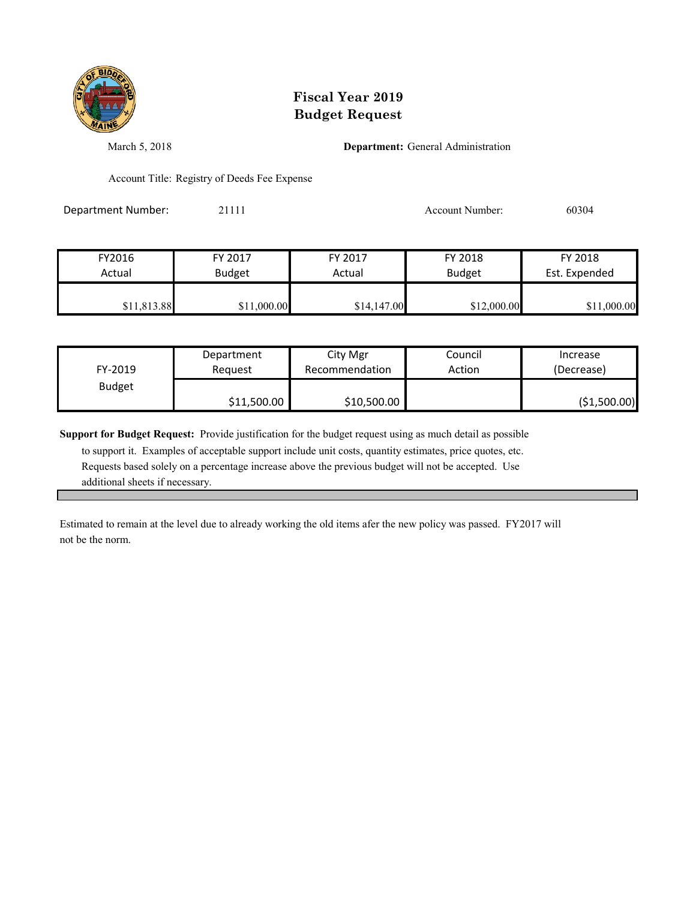# Fiscal Year 2019
# Budget Request

March 5, 2018

**Department:** General Administration

Account Title: Registry of Deeds Fee Expense

Department Number: 21111

Account Number: 60304

| FY2016 Actual | FY 2017 Budget | FY 2017 Actual | FY 2018 Budget | FY 2018 Est. Expended |
|---|---|---|---|---|
| $11,813.88 | $11,000.00 | $14,147.00 | $12,000.00 | $11,000.00 |

| FY-2019 Budget | Department Request | City Mgr Recommendation | Council Action | Increase (Decrease) |
|---|---|---|---|---|
| | $11,500.00 | $10,500.00 | | ($1,500.00) |

**Support for Budget Request:** Provide justification for the budget request using as much detail as possible to support it. Examples of acceptable support include unit costs, quantity estimates, price quotes, etc. Requests based solely on a percentage increase above the previous budget will not be accepted. Use additional sheets if necessary.

Estimated to remain at the level due to already working the old items afer the new policy was passed. FY2017 will not be the norm.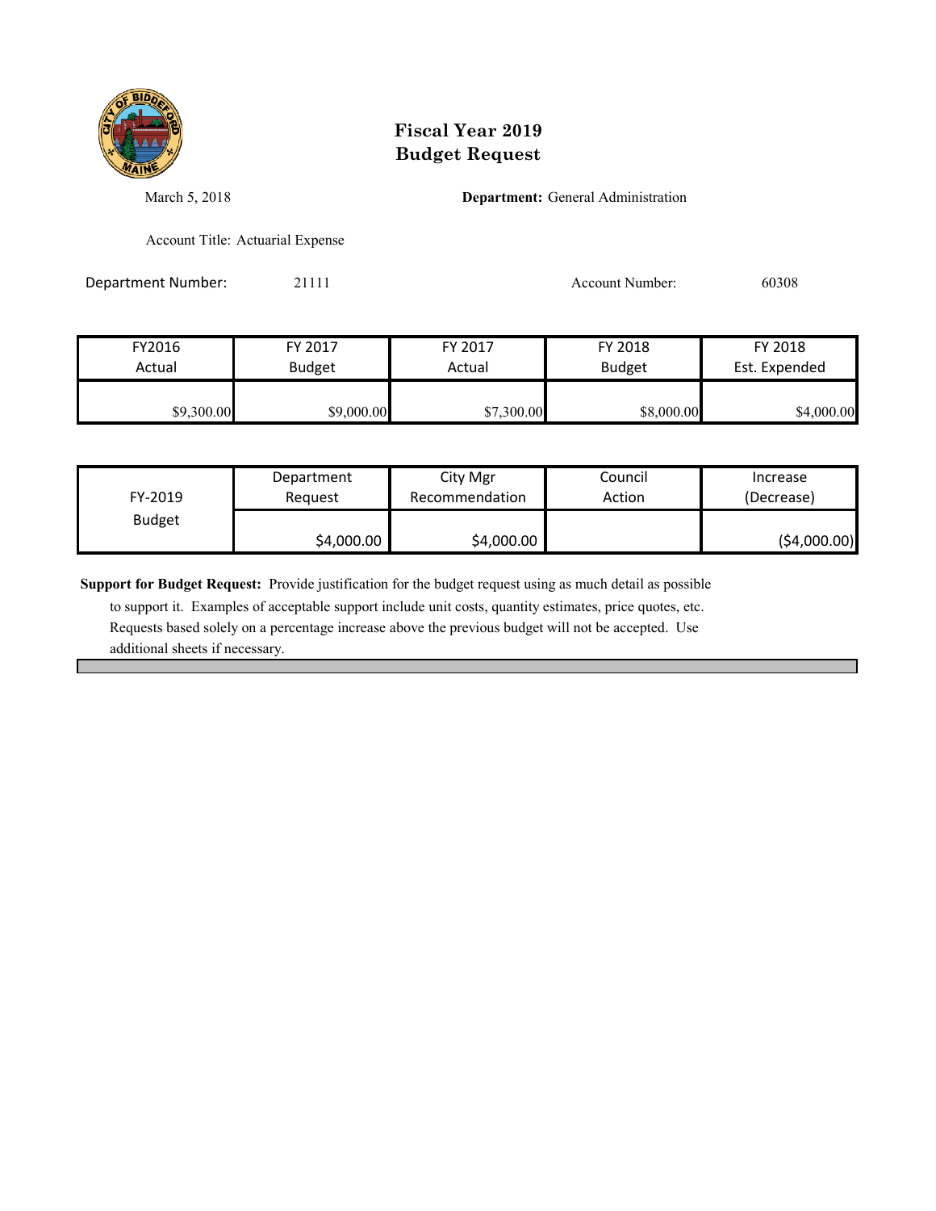# Fiscal Year 2019
# Budget Request

March 5, 2018

**Department:** General Administration

Account Title: Actuarial Expense

Department Number: 21111

Account Number: 60308

| FY2016 Actual | FY 2017 Budget | FY 2017 Actual | FY 2018 Budget | FY 2018 Est. Expended |
|---|---|---|---|---|
| $9,300.00 | $9,000.00 | $7,300.00 | $8,000.00 | $4,000.00 |

| FY-2019 Budget | Department Request | City Mgr Recommendation | Council Action | Increase (Decrease) |
|---|---|---|---|---|
| | $4,000.00 | $4,000.00 | | ($4,000.00) |

**Support for Budget Request:** Provide justification for the budget request using as much detail as possible to support it. Examples of acceptable support include unit costs, quantity estimates, price quotes, etc. Requests based solely on a percentage increase above the previous budget will not be accepted. Use additional sheets if necessary.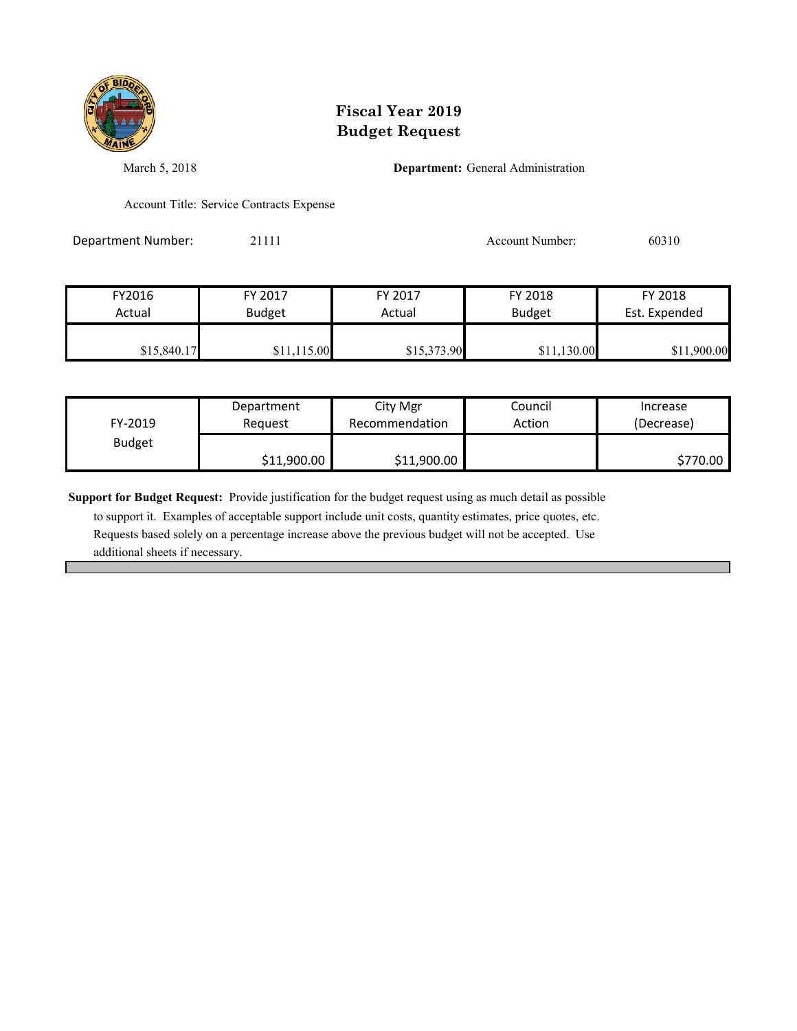# Fiscal Year 2019
# Budget Request

March 5, 2018

**Department:** General Administration

Account Title: Service Contracts Expense

Department Number: 21111

Account Number: 60310

| FY2016 Actual | FY 2017 Budget | FY 2017 Actual | FY 2018 Budget | FY 2018 Est. Expended |
|---|---|---|---|---|
| $15,840.17 | $11,115.00 | $15,373.90 | $11,130.00 | $11,900.00 |

| FY-2019 Budget | Department Request | City Mgr Recommendation | Council Action | Increase (Decrease) |
|---|---|---|---|---|
| | $11,900.00 | $11,900.00 | | $770.00 |

**Support for Budget Request:** Provide justification for the budget request using as much detail as possible to support it. Examples of acceptable support include unit costs, quantity estimates, price quotes, etc. Requests based solely on a percentage increase above the previous budget will not be accepted. Use additional sheets if necessary.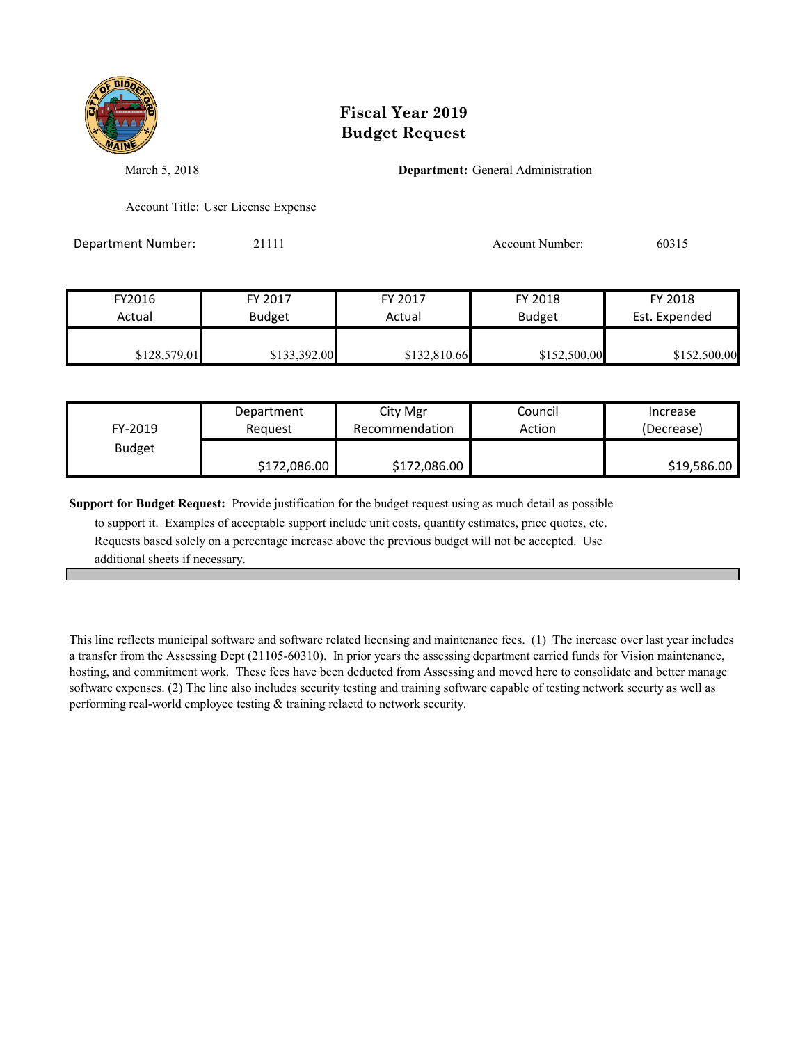# Fiscal Year 2019
# Budget Request

March 5, 2018

**Department:** General Administration

Account Title: User License Expense

Department Number: 21111

Account Number: 60315

| FY2016 Actual | FY 2017 Budget | FY 2017 Actual | FY 2018 Budget | FY 2018 Est. Expended |
|---|---|---|---|---|
| $128,579.01 | $133,392.00 | $132,810.66 | $152,500.00 | $152,500.00 |

| FY-2019 Budget | Department Request | City Mgr Recommendation | Council Action | Increase (Decrease) |
|---|---|---|---|---|
| | $172,086.00 | $172,086.00 | | $19,586.00 |

**Support for Budget Request:** Provide justification for the budget request using as much detail as possible to support it. Examples of acceptable support include unit costs, quantity estimates, price quotes, etc. Requests based solely on a percentage increase above the previous budget will not be accepted. Use additional sheets if necessary.

This line reflects municipal software and software related licensing and maintenance fees. (1) The increase over last year includes a transfer from the Assessing Dept (21105-60310). In prior years the assessing department carried funds for Vision maintenance, hosting, and commitment work. These fees have been deducted from Assessing and moved here to consolidate and better manage software expenses. (2) The line also includes security testing and training software capable of testing network securty as well as performing real-world employee testing & training relaetd to network security.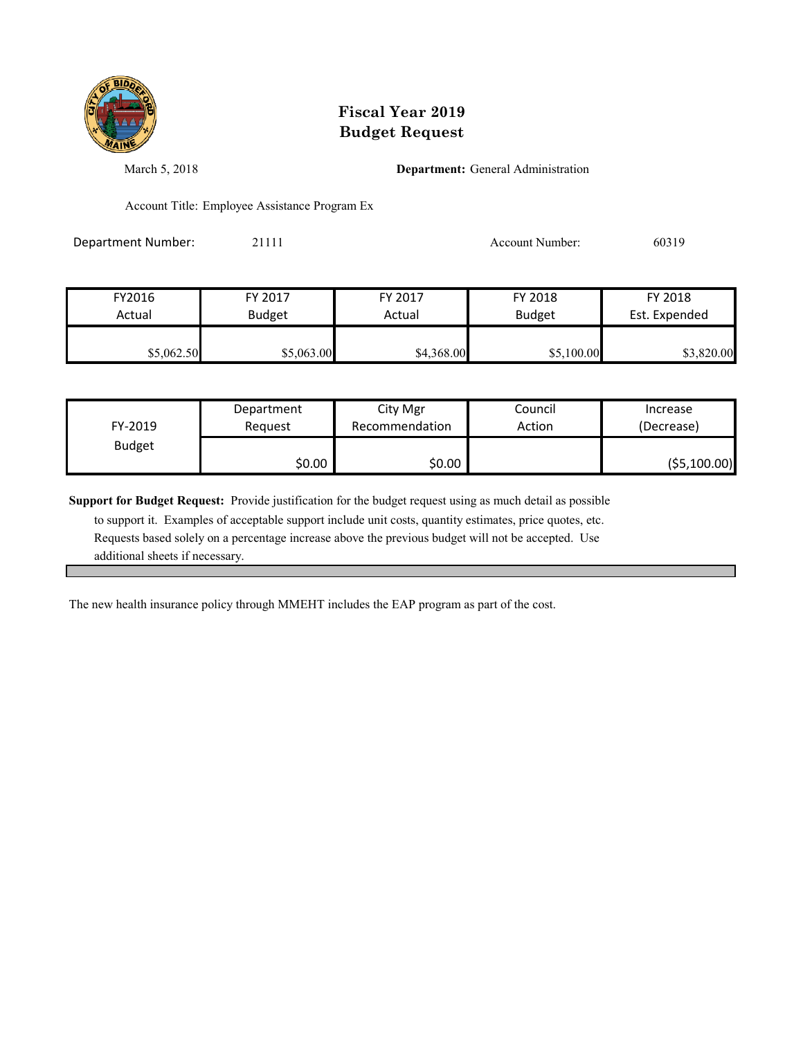# Fiscal Year 2019
# Budget Request

March 5, 2018

**Department:** General Administration

Account Title: Employee Assistance Program Ex

Department Number: 21111

Account Number: 60319

| FY2016 Actual | FY 2017 Budget | FY 2017 Actual | FY 2018 Budget | FY 2018 Est. Expended |
|---|---|---|---|---|
| $5,062.50 | $5,063.00 | $4,368.00 | $5,100.00 | $3,820.00 |

| FY-2019 Budget | Department Request | City Mgr Recommendation | Council Action | Increase (Decrease) |
|---|---|---|---|---|
| | $0.00 | $0.00 | | ($5,100.00) |

**Support for Budget Request:** Provide justification for the budget request using as much detail as possible to support it. Examples of acceptable support include unit costs, quantity estimates, price quotes, etc. Requests based solely on a percentage increase above the previous budget will not be accepted. Use additional sheets if necessary.

The new health insurance policy through MMEHT includes the EAP program as part of the cost.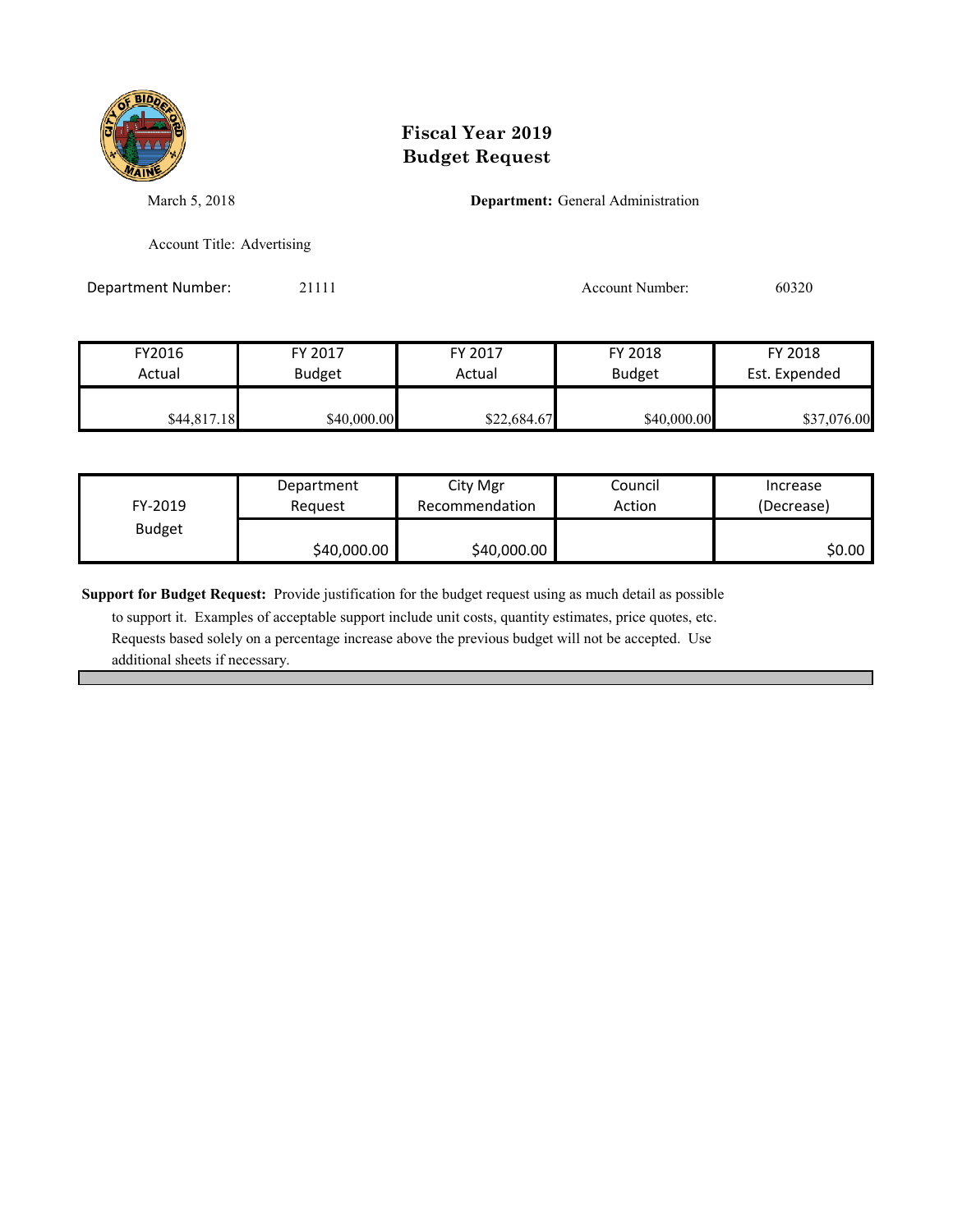# Fiscal Year 2019
# Budget Request

March 5, 2018

**Department:** General Administration

Account Title: Advertising

Department Number: 21111

Account Number: 60320

| FY2016 Actual | FY 2017 Budget | FY 2017 Actual | FY 2018 Budget | FY 2018 Est. Expended |
|---|---|---|---|---|
| $44,817.18 | $40,000.00 | $22,684.67 | $40,000.00 | $37,076.00 |

| FY-2019 Budget | Department Request | City Mgr Recommendation | Council Action | Increase (Decrease) |
|---|---|---|---|---|
| | $40,000.00 | $40,000.00 | | $0.00 |

**Support for Budget Request:** Provide justification for the budget request using as much detail as possible to support it. Examples of acceptable support include unit costs, quantity estimates, price quotes, etc. Requests based solely on a percentage increase above the previous budget will not be accepted. Use additional sheets if necessary.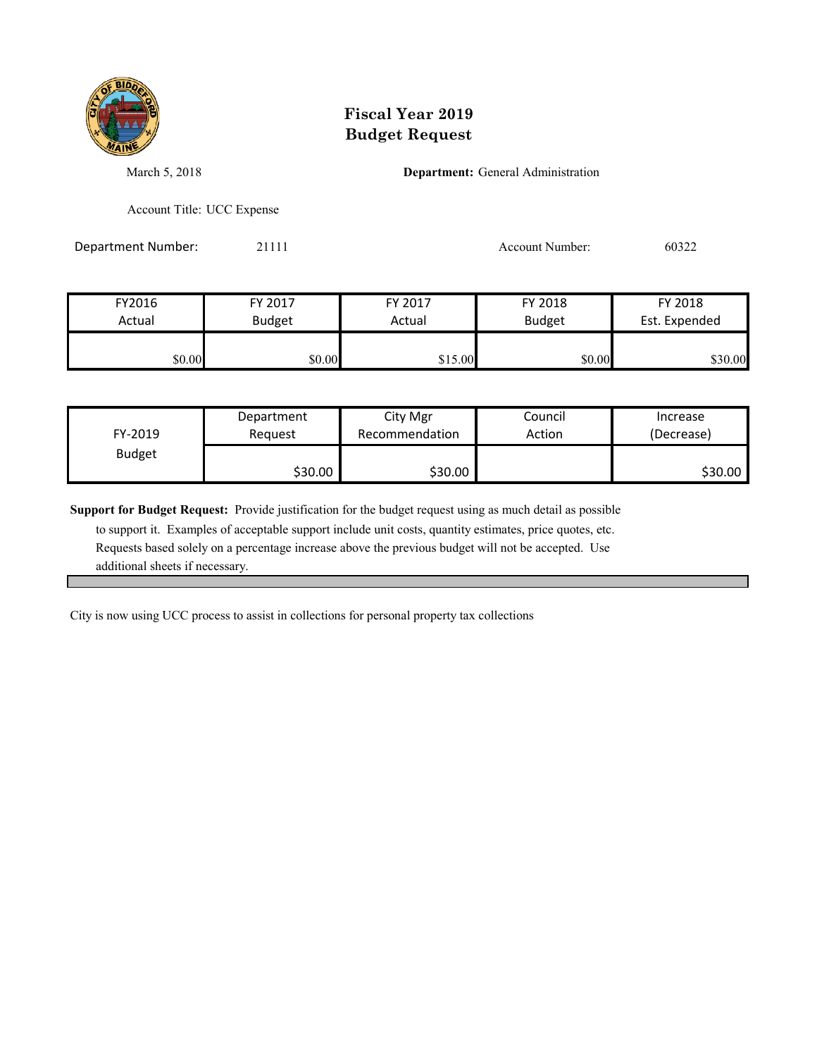# Fiscal Year 2019
# Budget Request

March 5, 2018

**Department:** General Administration

Account Title: UCC Expense

Department Number: 21111

Account Number: 60322

| FY2016 Actual | FY 2017 Budget | FY 2017 Actual | FY 2018 Budget | FY 2018 Est. Expended |
|---|---|---|---|---|
| $0.00 | $0.00 | $15.00 | $0.00 | $30.00 |

| FY-2019 Budget | Department Request | City Mgr Recommendation | Council Action | Increase (Decrease) |
|---|---|---|---|---|
| | $30.00 | $30.00 | | $30.00 |

**Support for Budget Request:** Provide justification for the budget request using as much detail as possible to support it. Examples of acceptable support include unit costs, quantity estimates, price quotes, etc. Requests based solely on a percentage increase above the previous budget will not be accepted. Use additional sheets if necessary.

City is now using UCC process to assist in collections for personal property tax collections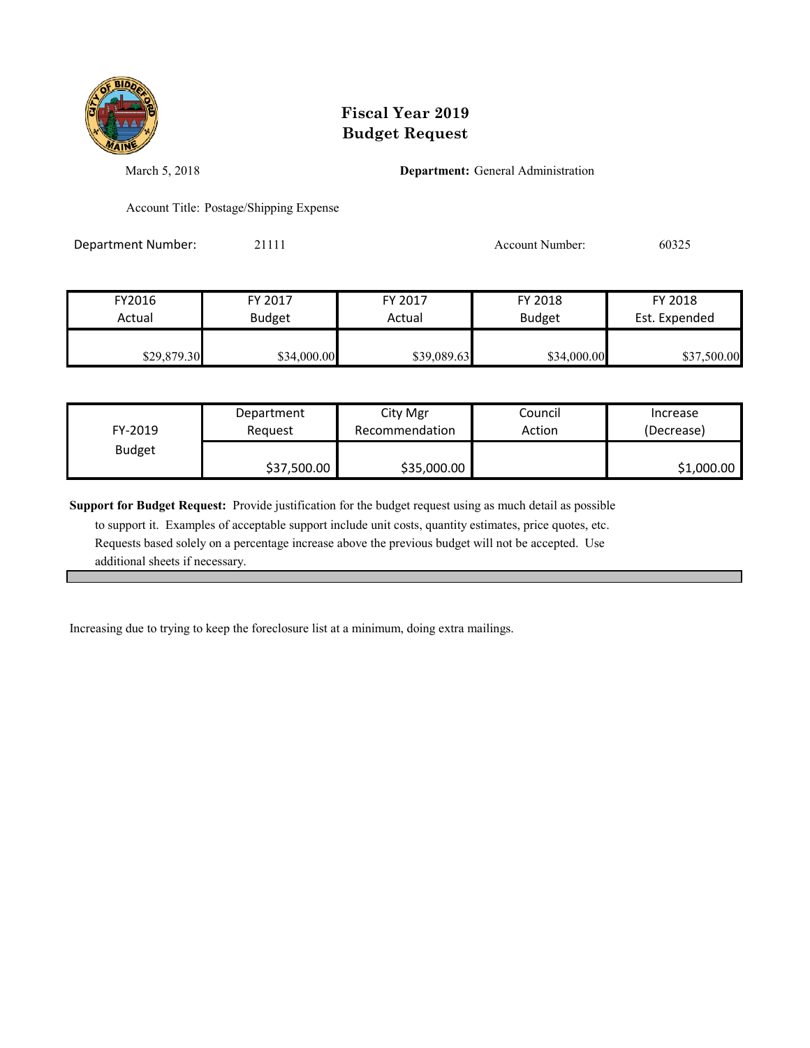# Fiscal Year 2019
# Budget Request

March 5, 2018

**Department:** General Administration

Account Title: Postage/Shipping Expense

Department Number: 21111

Account Number: 60325

| FY2016 Actual | FY 2017 Budget | FY 2017 Actual | FY 2018 Budget | FY 2018 Est. Expended |
|---|---|---|---|---|
| $29,879.30 | $34,000.00 | $39,089.63 | $34,000.00 | $37,500.00 |

| FY-2019 Budget | Department Request | City Mgr Recommendation | Council Action | Increase (Decrease) |
|---|---|---|---|---|
| | $37,500.00 | $35,000.00 | | $1,000.00 |

**Support for Budget Request:** Provide justification for the budget request using as much detail as possible to support it. Examples of acceptable support include unit costs, quantity estimates, price quotes, etc. Requests based solely on a percentage increase above the previous budget will not be accepted. Use additional sheets if necessary.

Increasing due to trying to keep the foreclosure list at a minimum, doing extra mailings.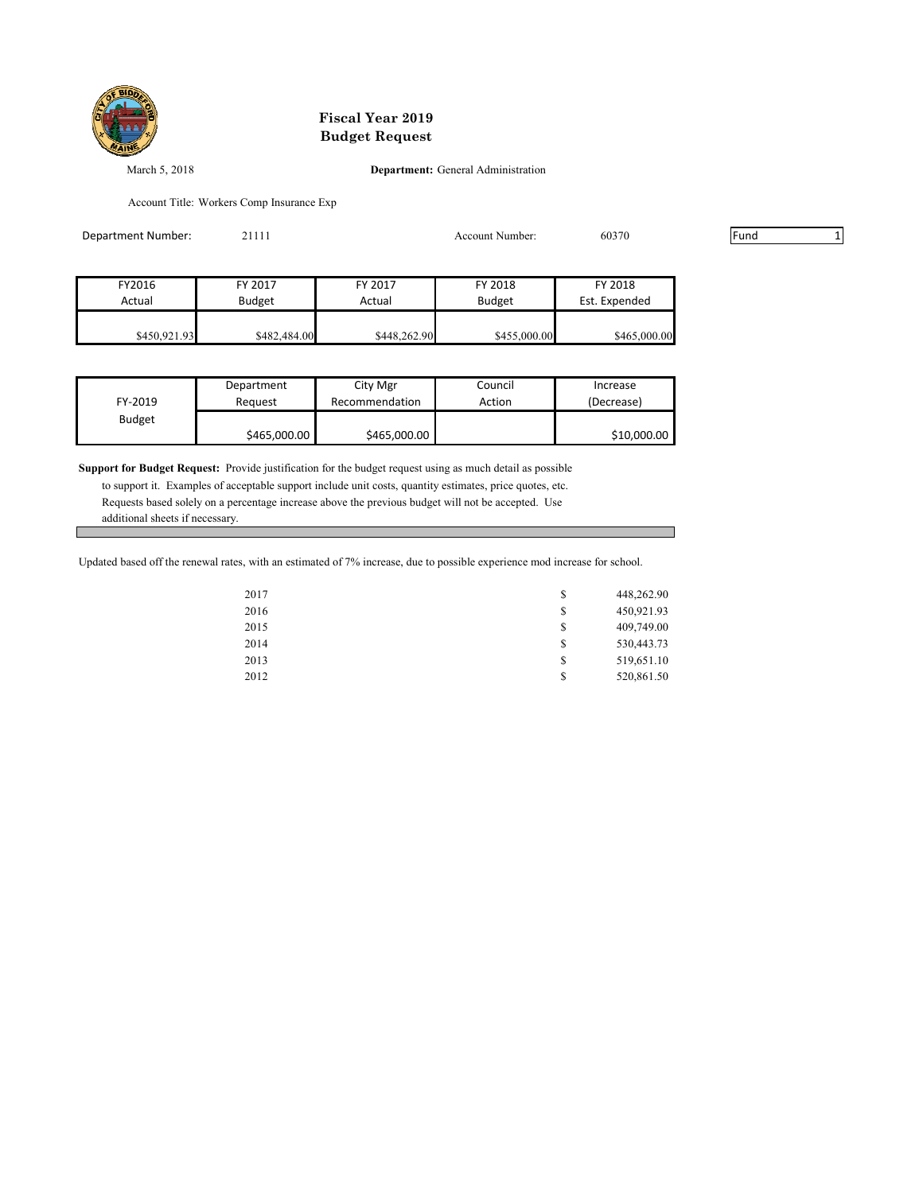# Fiscal Year 2019
# Budget Request

March 5, 2018

**Department:** General Administration

Account Title: Workers Comp Insurance Exp

Department Number: 21111

Account Number: 60370

Fund 1

| FY2016 Actual | FY 2017 Budget | FY 2017 Actual | FY 2018 Budget | FY 2018 Est. Expended |
|---|---|---|---|---|
| $450,921.93 | $482,484.00 | $448,262.90 | $455,000.00 | $465,000.00 |

| FY-2019 Budget | Department Request | City Mgr Recommendation | Council Action | Increase (Decrease) |
|---|---|---|---|---|
| | $465,000.00 | $465,000.00 | | $10,000.00 |

**Support for Budget Request:** Provide justification for the budget request using as much detail as possible to support it. Examples of acceptable support include unit costs, quantity estimates, price quotes, etc. Requests based solely on a percentage increase above the previous budget will not be accepted. Use additional sheets if necessary.

Updated based off the renewal rates, with an estimated of 7% increase, due to possible experience mod increase for school.

| Year | | Amount |
|---|---|---|
| 2017 | $ | 448,262.90 |
| 2016 | $ | 450,921.93 |
| 2015 | $ | 409,749.00 |
| 2014 | $ | 530,443.73 |
| 2013 | $ | 519,651.10 |
| 2012 | $ | 520,861.50 |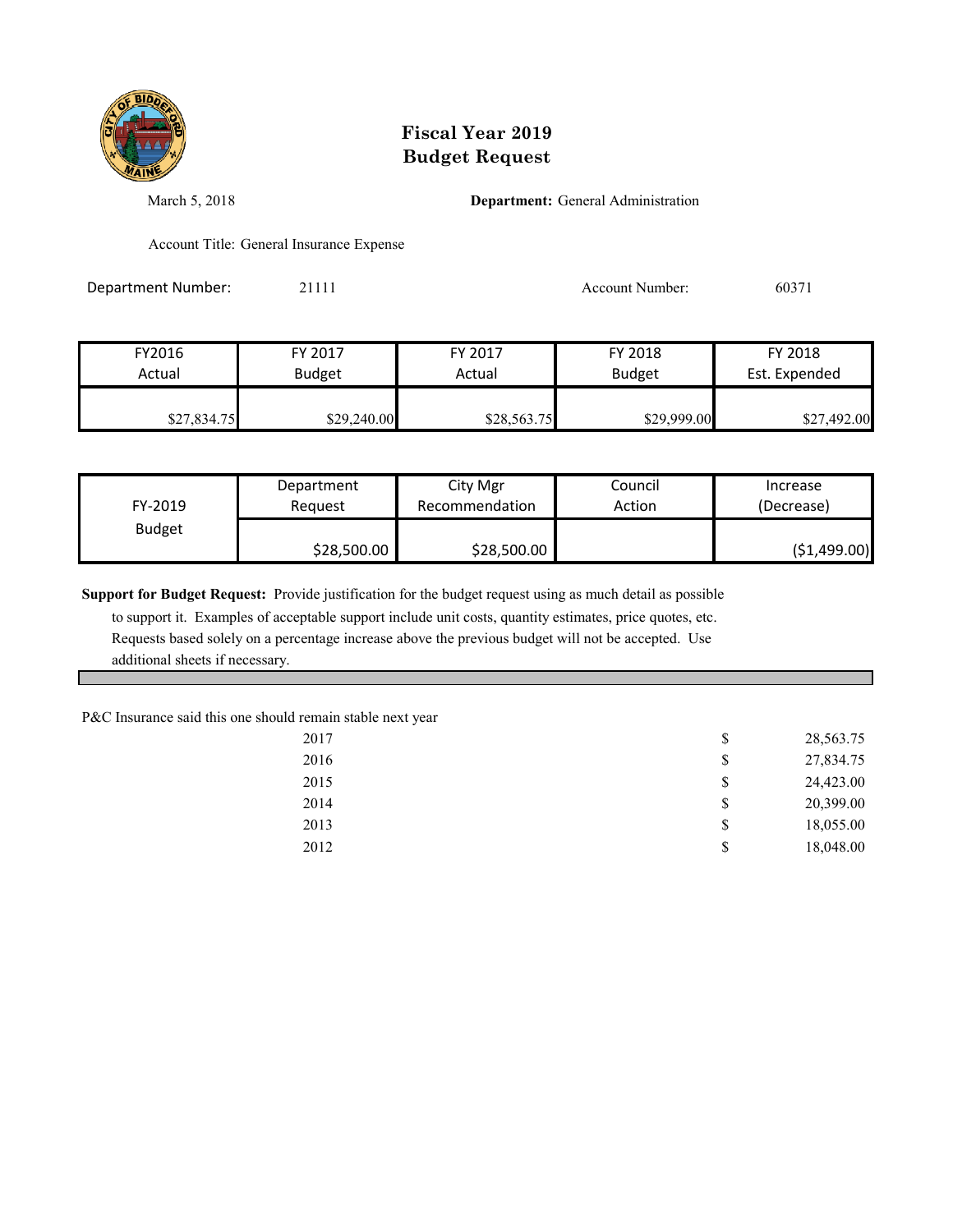# Fiscal Year 2019
# Budget Request

March 5, 2018

**Department:** General Administration

Account Title: General Insurance Expense

Department Number: 21111

Account Number: 60371

| FY2016 Actual | FY 2017 Budget | FY 2017 Actual | FY 2018 Budget | FY 2018 Est. Expended |
|---|---|---|---|---|
| $27,834.75 | $29,240.00 | $28,563.75 | $29,999.00 | $27,492.00 |

| FY-2019 Budget | Department Request | City Mgr Recommendation | Council Action | Increase (Decrease) |
|---|---|---|---|---|
| | $28,500.00 | $28,500.00 | | ($1,499.00) |

**Support for Budget Request:** Provide justification for the budget request using as much detail as possible to support it. Examples of acceptable support include unit costs, quantity estimates, price quotes, etc. Requests based solely on a percentage increase above the previous budget will not be accepted. Use additional sheets if necessary.

P&C Insurance said this one should remain stable next year

| Year | | Amount |
|---|---|---|
| 2017 | $ | 28,563.75 |
| 2016 | $ | 27,834.75 |
| 2015 | $ | 24,423.00 |
| 2014 | $ | 20,399.00 |
| 2013 | $ | 18,055.00 |
| 2012 | $ | 18,048.00 |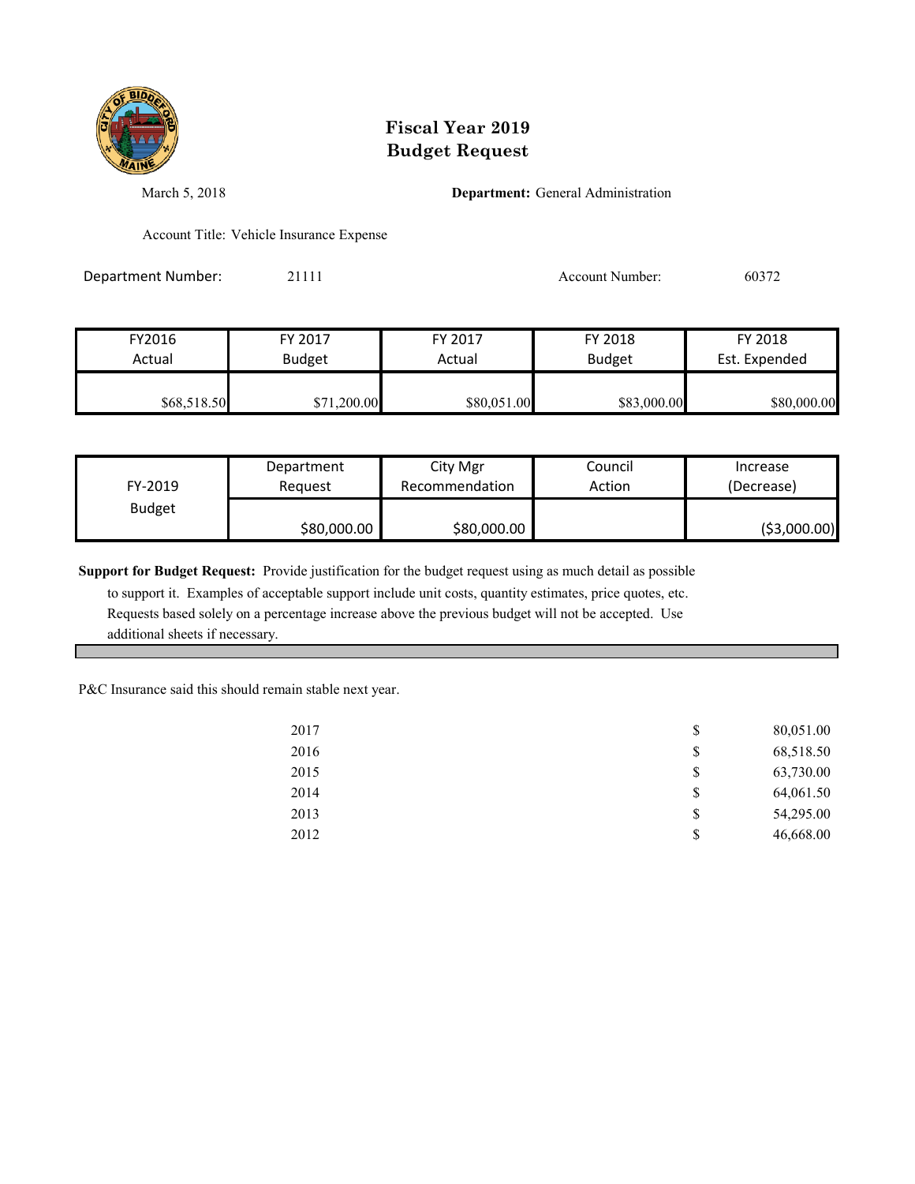# Fiscal Year 2019
# Budget Request

March 5, 2018

**Department:** General Administration

Account Title: Vehicle Insurance Expense

Department Number: 21111

Account Number: 60372

| FY2016 Actual | FY 2017 Budget | FY 2017 Actual | FY 2018 Budget | FY 2018 Est. Expended |
|---|---|---|---|---|
| $68,518.50 | $71,200.00 | $80,051.00 | $83,000.00 | $80,000.00 |

| FY-2019 Budget | Department Request | City Mgr Recommendation | Council Action | Increase (Decrease) |
|---|---|---|---|---|
| | $80,000.00 | $80,000.00 | | ($3,000.00) |

**Support for Budget Request:** Provide justification for the budget request using as much detail as possible to support it. Examples of acceptable support include unit costs, quantity estimates, price quotes, etc. Requests based solely on a percentage increase above the previous budget will not be accepted. Use additional sheets if necessary.

P&C Insurance said this should remain stable next year.

| Year | | Amount |
|---|---|---|
| 2017 | $ | 80,051.00 |
| 2016 | $ | 68,518.50 |
| 2015 | $ | 63,730.00 |
| 2014 | $ | 64,061.50 |
| 2013 | $ | 54,295.00 |
| 2012 | $ | 46,668.00 |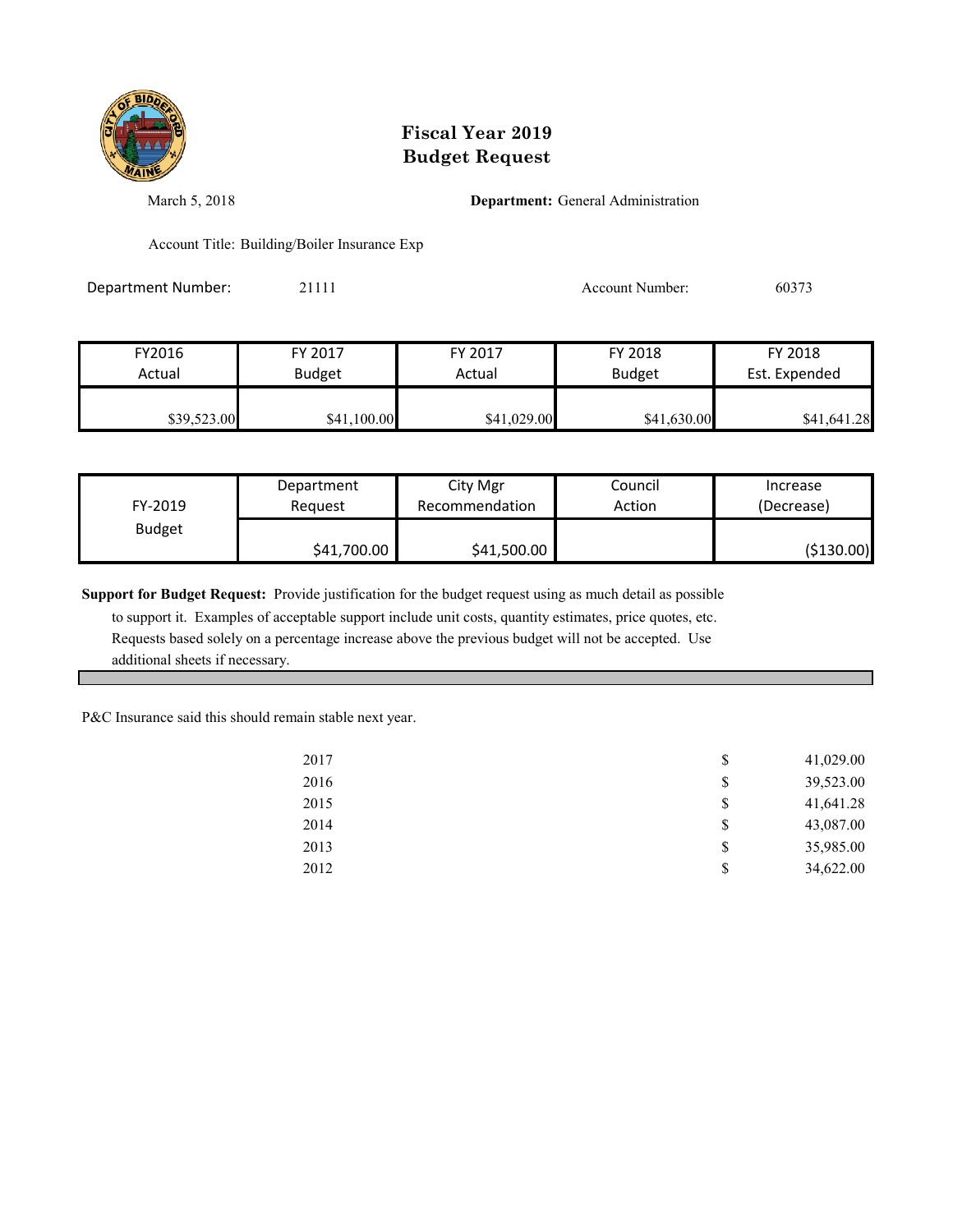# Fiscal Year 2019
# Budget Request

March 5, 2018

**Department:** General Administration

Account Title: Building/Boiler Insurance Exp

Department Number: 21111

Account Number: 60373

| FY2016 Actual | FY 2017 Budget | FY 2017 Actual | FY 2018 Budget | FY 2018 Est. Expended |
|---|---|---|---|---|
| $39,523.00 | $41,100.00 | $41,029.00 | $41,630.00 | $41,641.28 |

| FY-2019 Budget | Department Request | City Mgr Recommendation | Council Action | Increase (Decrease) |
|---|---|---|---|---|
| | $41,700.00 | $41,500.00 | | ($130.00) |

**Support for Budget Request:** Provide justification for the budget request using as much detail as possible to support it. Examples of acceptable support include unit costs, quantity estimates, price quotes, etc. Requests based solely on a percentage increase above the previous budget will not be accepted. Use additional sheets if necessary.

P&C Insurance said this should remain stable next year.

| Year | | Amount |
|---|---|---|
| 2017 | $ | 41,029.00 |
| 2016 | $ | 39,523.00 |
| 2015 | $ | 41,641.28 |
| 2014 | $ | 43,087.00 |
| 2013 | $ | 35,985.00 |
| 2012 | $ | 34,622.00 |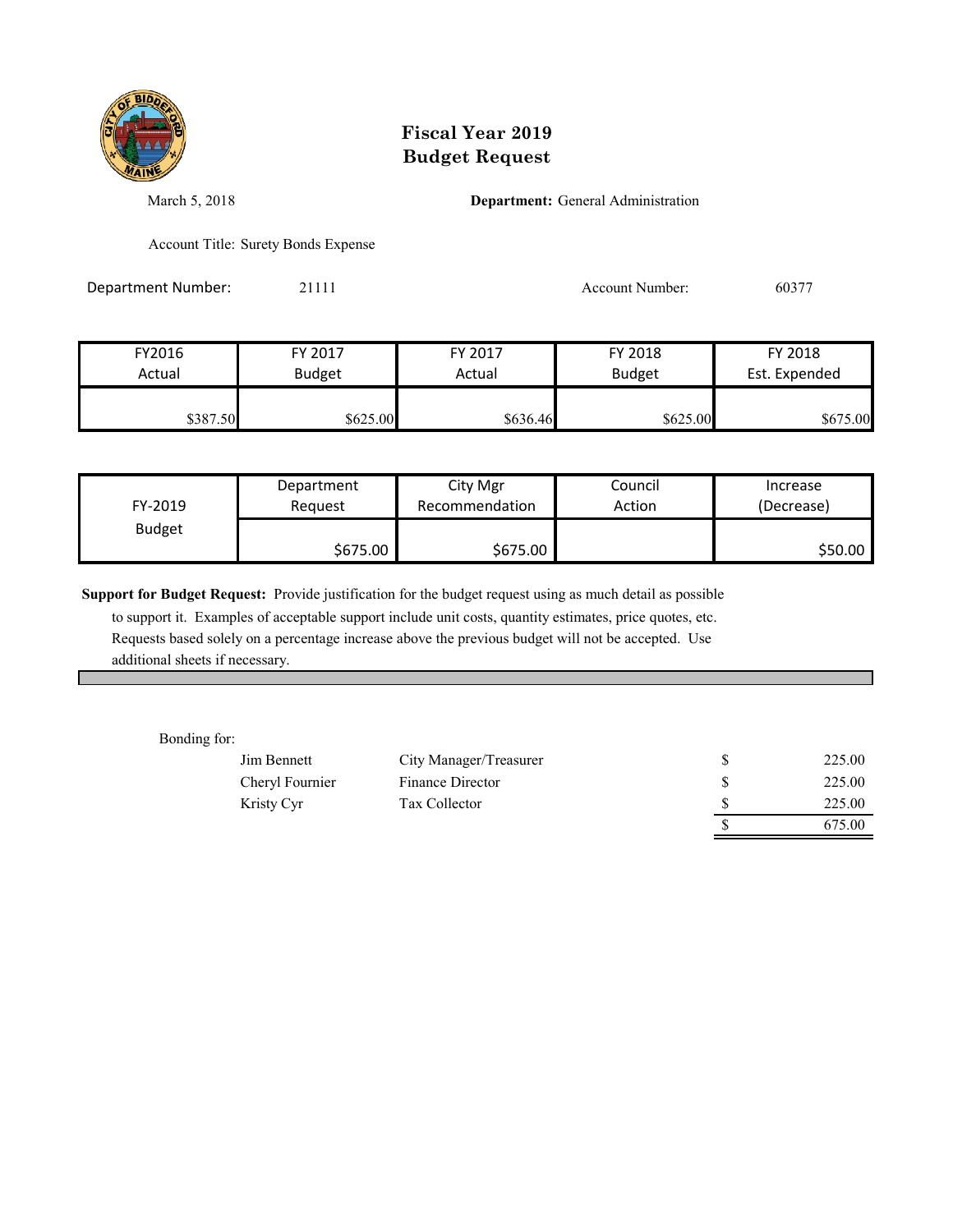# Fiscal Year 2019
# Budget Request

March 5, 2018

**Department:** General Administration

Account Title: Surety Bonds Expense

Department Number: 21111

Account Number: 60377

| FY2016 Actual | FY 2017 Budget | FY 2017 Actual | FY 2018 Budget | FY 2018 Est. Expended |
|---|---|---|---|---|
| $387.50 | $625.00 | $636.46 | $625.00 | $675.00 |

| FY-2019 Budget | Department Request | City Mgr Recommendation | Council Action | Increase (Decrease) |
|---|---|---|---|---|
| | $675.00 | $675.00 | | $50.00 |

**Support for Budget Request:** Provide justification for the budget request using as much detail as possible to support it. Examples of acceptable support include unit costs, quantity estimates, price quotes, etc. Requests based solely on a percentage increase above the previous budget will not be accepted. Use additional sheets if necessary.

Bonding for:

| Name | Title | | Amount |
|---|---|---|---|
| Jim Bennett | City Manager/Treasurer | $ | 225.00 |
| Cheryl Fournier | Finance Director | $ | 225.00 |
| Kristy Cyr | Tax Collector | $ | 225.00 |
| | | $ | 675.00 |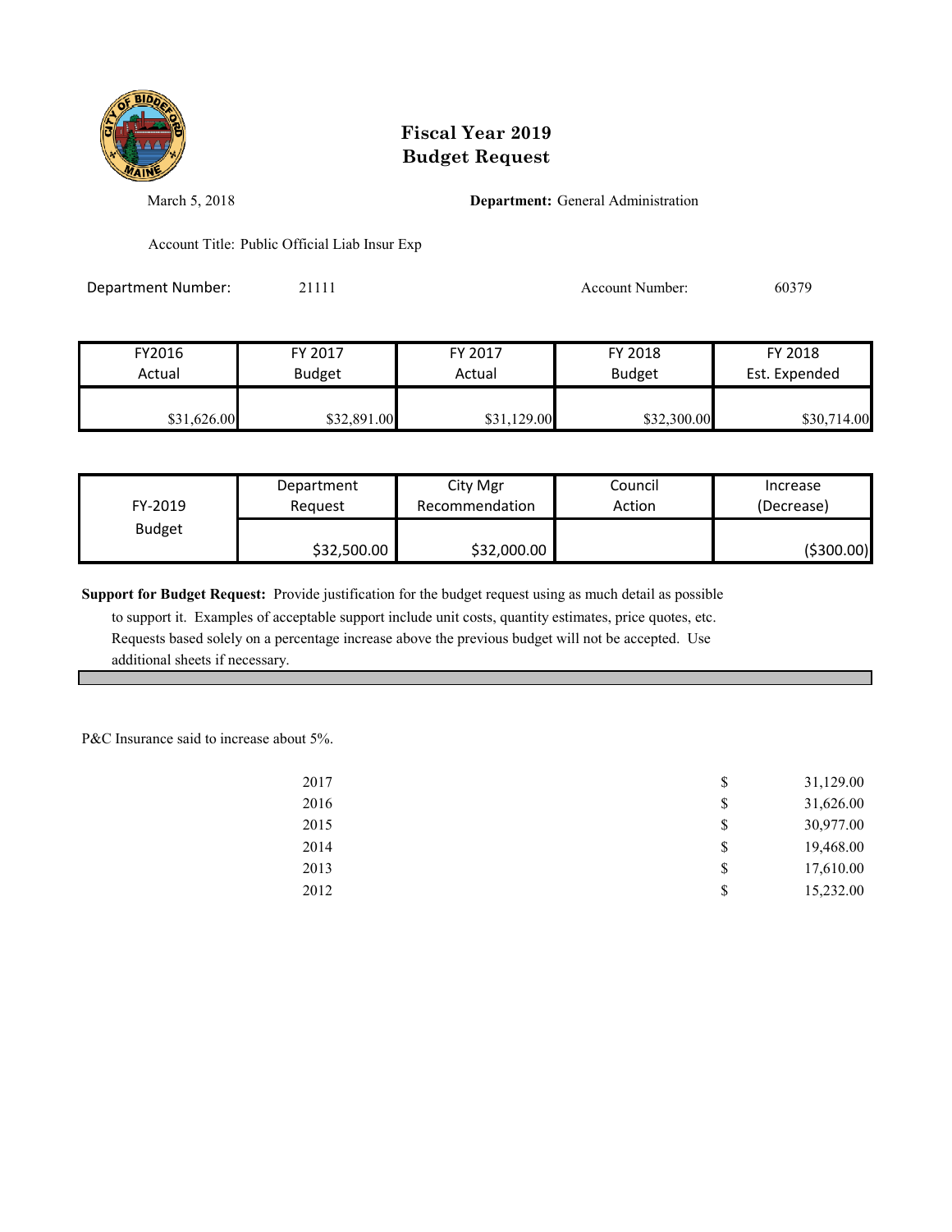# Fiscal Year 2019
# Budget Request

March 5, 2018

**Department:** General Administration

Account Title: Public Official Liab Insur Exp

Department Number: 21111

Account Number: 60379

| FY2016 Actual | FY 2017 Budget | FY 2017 Actual | FY 2018 Budget | FY 2018 Est. Expended |
|---|---|---|---|---|
| $31,626.00 | $32,891.00 | $31,129.00 | $32,300.00 | $30,714.00 |

| FY-2019 Budget | Department Request | City Mgr Recommendation | Council Action | Increase (Decrease) |
|---|---|---|---|---|
| | $32,500.00 | $32,000.00 | | ($300.00) |

**Support for Budget Request:** Provide justification for the budget request using as much detail as possible to support it. Examples of acceptable support include unit costs, quantity estimates, price quotes, etc. Requests based solely on a percentage increase above the previous budget will not be accepted. Use additional sheets if necessary.

P&C Insurance said to increase about 5%.

| Year | Amount |
|---|---|
| 2017 | $ 31,129.00 |
| 2016 | $ 31,626.00 |
| 2015 | $ 30,977.00 |
| 2014 | $ 19,468.00 |
| 2013 | $ 17,610.00 |
| 2012 | $ 15,232.00 |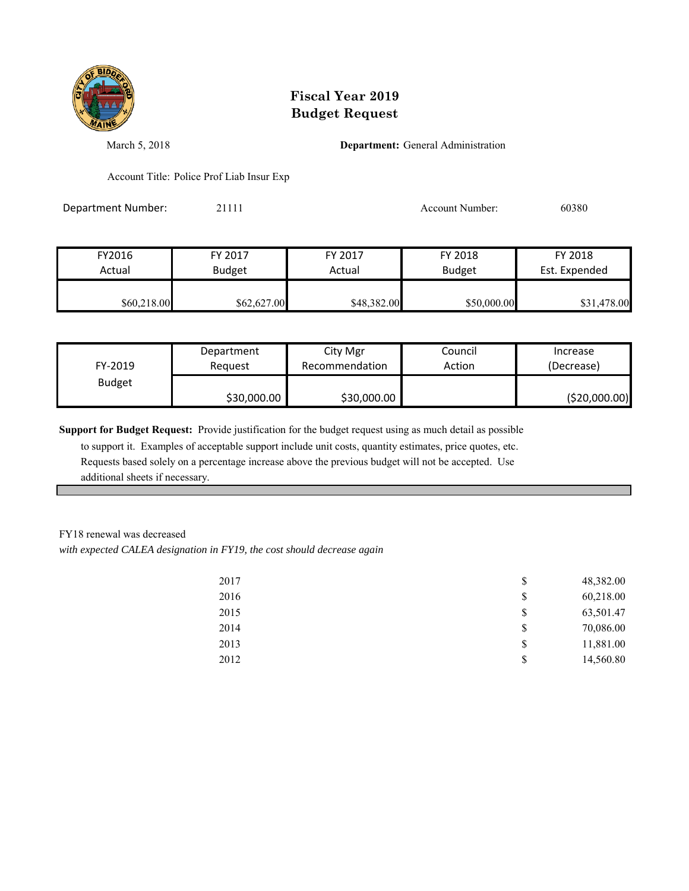# Fiscal Year 2019
# Budget Request

March 5, 2018

**Department:** General Administration

Account Title: Police Prof Liab Insur Exp

Department Number: 21111

Account Number: 60380

| FY2016 Actual | FY 2017 Budget | FY 2017 Actual | FY 2018 Budget | FY 2018 Est. Expended |
|---|---|---|---|---|
| $60,218.00 | $62,627.00 | $48,382.00 | $50,000.00 | $31,478.00 |

| FY-2019 Budget | Department Request | City Mgr Recommendation | Council Action | Increase (Decrease) |
|---|---|---|---|---|
| | $30,000.00 | $30,000.00 | | ($20,000.00) |

**Support for Budget Request:** Provide justification for the budget request using as much detail as possible to support it. Examples of acceptable support include unit costs, quantity estimates, price quotes, etc. Requests based solely on a percentage increase above the previous budget will not be accepted. Use additional sheets if necessary.

FY18 renewal was decreased

*with expected CALEA designation in FY19, the cost should decrease again*

| Year | | Amount |
|---|---|---|
| 2017 | $ | 48,382.00 |
| 2016 | $ | 60,218.00 |
| 2015 | $ | 63,501.47 |
| 2014 | $ | 70,086.00 |
| 2013 | $ | 11,881.00 |
| 2012 | $ | 14,560.80 |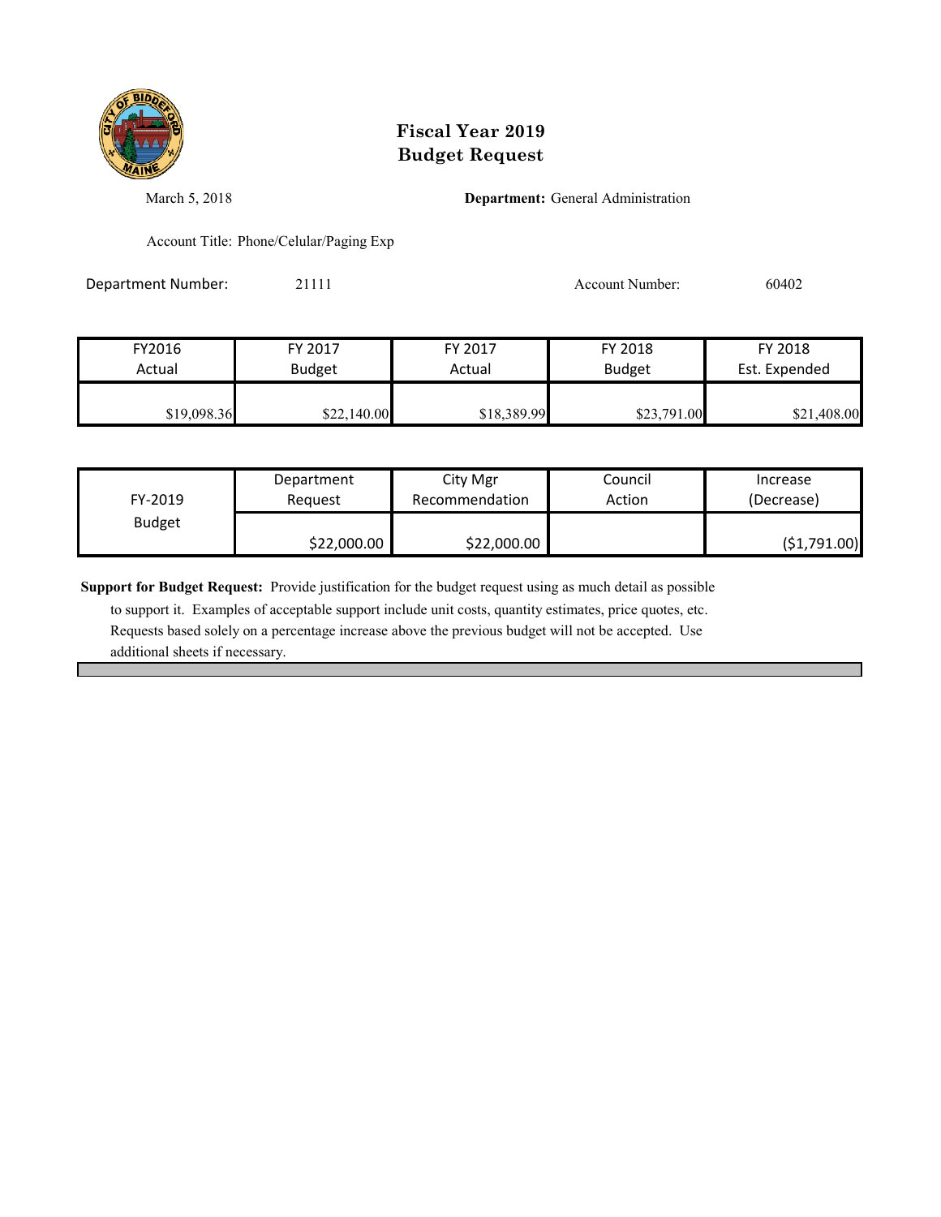# Fiscal Year 2019
# Budget Request

March 5, 2018

**Department:** General Administration

Account Title: Phone/Celular/Paging Exp

Department Number: 21111

Account Number: 60402

| FY2016 Actual | FY 2017 Budget | FY 2017 Actual | FY 2018 Budget | FY 2018 Est. Expended |
|---|---|---|---|---|
| $19,098.36 | $22,140.00 | $18,389.99 | $23,791.00 | $21,408.00 |

| FY-2019 Budget | Department Request | City Mgr Recommendation | Council Action | Increase (Decrease) |
|---|---|---|---|---|
| | $22,000.00 | $22,000.00 | | ($1,791.00) |

**Support for Budget Request:** Provide justification for the budget request using as much detail as possible to support it. Examples of acceptable support include unit costs, quantity estimates, price quotes, etc. Requests based solely on a percentage increase above the previous budget will not be accepted. Use additional sheets if necessary.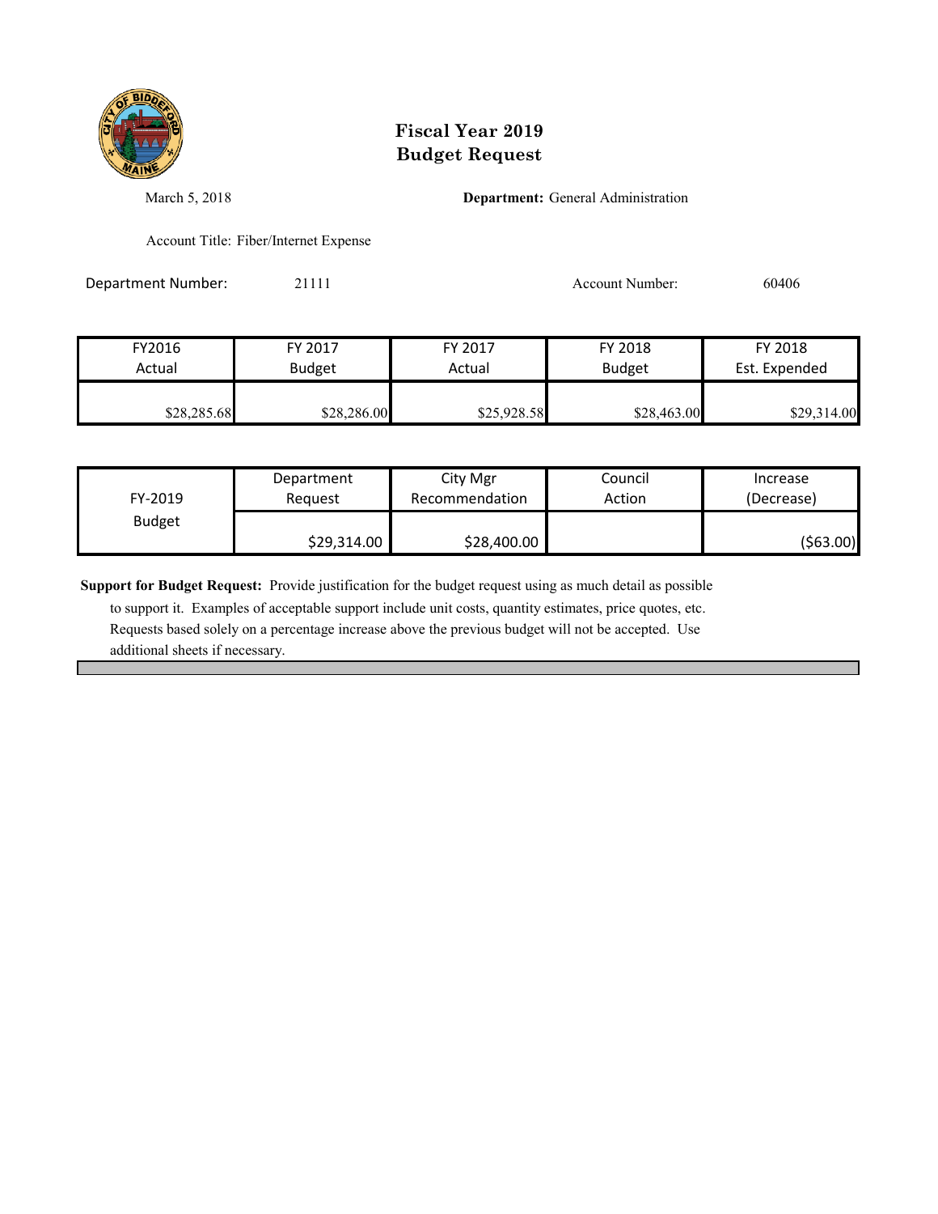# Fiscal Year 2019
# Budget Request

March 5, 2018

**Department:** General Administration

Account Title: Fiber/Internet Expense

Department Number: 21111

Account Number: 60406

| FY2016 Actual | FY 2017 Budget | FY 2017 Actual | FY 2018 Budget | FY 2018 Est. Expended |
|---|---|---|---|---|
| $28,285.68 | $28,286.00 | $25,928.58 | $28,463.00 | $29,314.00 |

| FY-2019 Budget | Department Request | City Mgr Recommendation | Council Action | Increase (Decrease) |
|---|---|---|---|---|
| | $29,314.00 | $28,400.00 | | ($63.00) |

**Support for Budget Request:** Provide justification for the budget request using as much detail as possible to support it. Examples of acceptable support include unit costs, quantity estimates, price quotes, etc. Requests based solely on a percentage increase above the previous budget will not be accepted. Use additional sheets if necessary.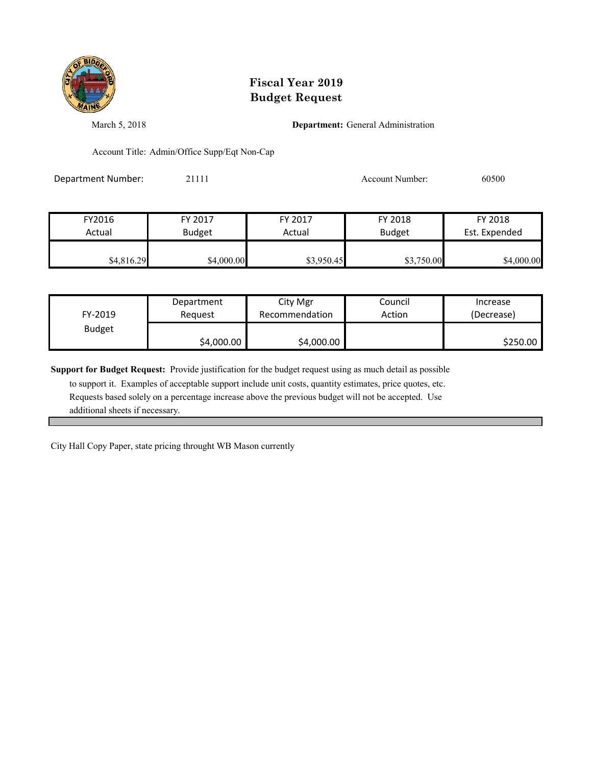# Fiscal Year 2019
# Budget Request

March 5, 2018

**Department:** General Administration

Account Title: Admin/Office Supp/Eqt Non-Cap

Department Number: 21111

Account Number: 60500

| FY2016 Actual | FY 2017 Budget | FY 2017 Actual | FY 2018 Budget | FY 2018 Est. Expended |
|---|---|---|---|---|
| $4,816.29 | $4,000.00 | $3,950.45 | $3,750.00 | $4,000.00 |

| FY-2019 Budget | Department Request | City Mgr Recommendation | Council Action | Increase (Decrease) |
|---|---|---|---|---|
| | $4,000.00 | $4,000.00 | | $250.00 |

**Support for Budget Request:** Provide justification for the budget request using as much detail as possible to support it. Examples of acceptable support include unit costs, quantity estimates, price quotes, etc. Requests based solely on a percentage increase above the previous budget will not be accepted. Use additional sheets if necessary.

City Hall Copy Paper, state pricing throught WB Mason currently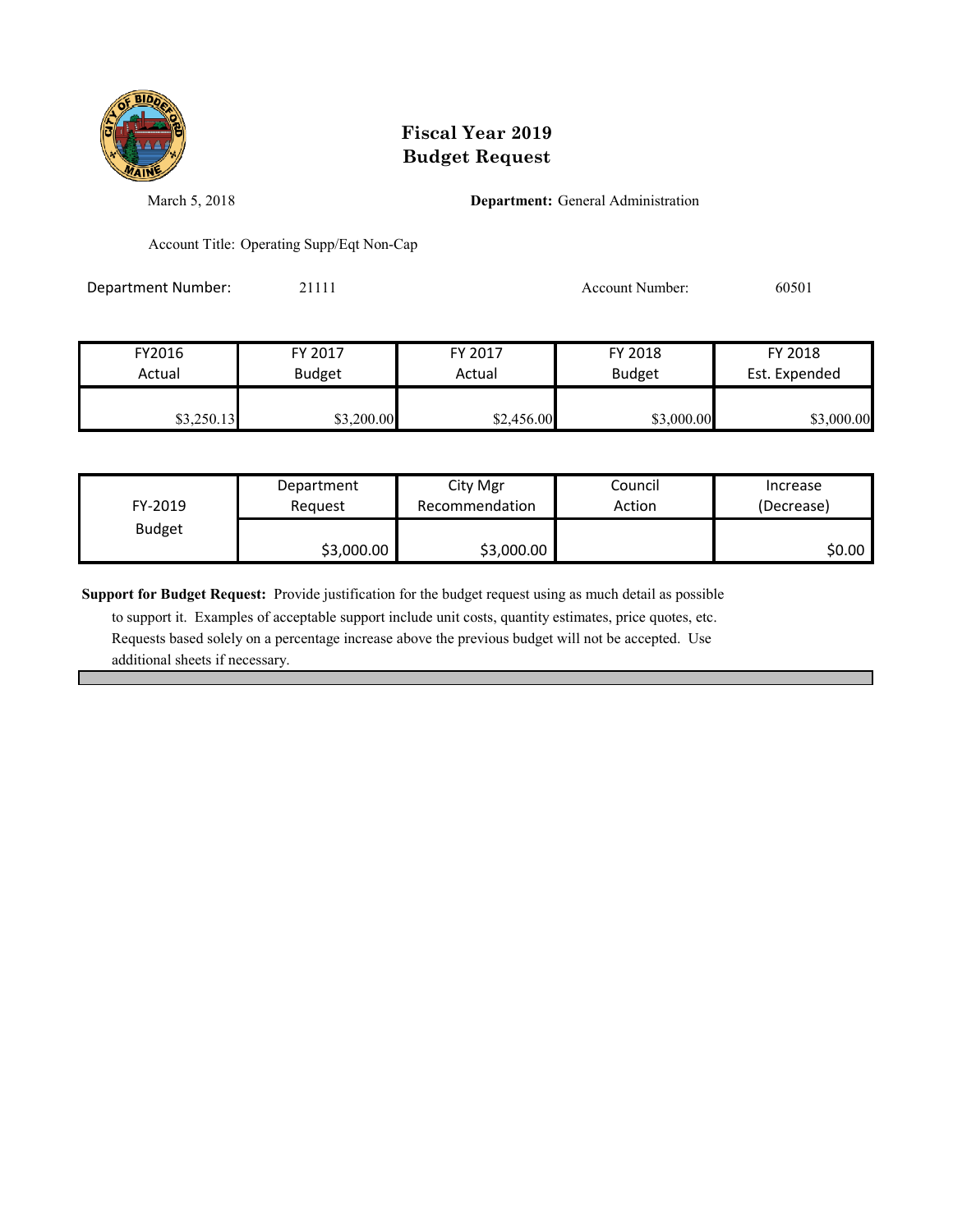# Fiscal Year 2019
# Budget Request

March 5, 2018

**Department:** General Administration

Account Title: Operating Supp/Eqt Non-Cap

Department Number: 21111

Account Number: 60501

| FY2016 Actual | FY 2017 Budget | FY 2017 Actual | FY 2018 Budget | FY 2018 Est. Expended |
|---|---|---|---|---|
| $3,250.13 | $3,200.00 | $2,456.00 | $3,000.00 | $3,000.00 |

| FY-2019 Budget | Department Request | City Mgr Recommendation | Council Action | Increase (Decrease) |
|---|---|---|---|---|
| | $3,000.00 | $3,000.00 | | $0.00 |

**Support for Budget Request:** Provide justification for the budget request using as much detail as possible to support it. Examples of acceptable support include unit costs, quantity estimates, price quotes, etc. Requests based solely on a percentage increase above the previous budget will not be accepted. Use additional sheets if necessary.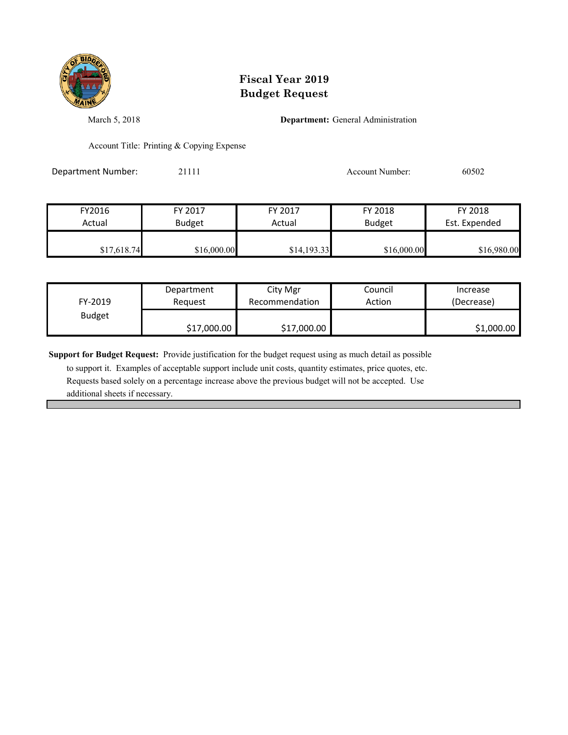# Fiscal Year 2019
# Budget Request

March 5, 2018

**Department:** General Administration

Account Title: Printing & Copying Expense

Department Number: 21111

Account Number: 60502

| FY2016 Actual | FY 2017 Budget | FY 2017 Actual | FY 2018 Budget | FY 2018 Est. Expended |
|---|---|---|---|---|
| $17,618.74 | $16,000.00 | $14,193.33 | $16,000.00 | $16,980.00 |

| FY-2019 Budget | Department Request | City Mgr Recommendation | Council Action | Increase (Decrease) |
|---|---|---|---|---|
| | $17,000.00 | $17,000.00 | | $1,000.00 |

**Support for Budget Request:** Provide justification for the budget request using as much detail as possible to support it. Examples of acceptable support include unit costs, quantity estimates, price quotes, etc. Requests based solely on a percentage increase above the previous budget will not be accepted. Use additional sheets if necessary.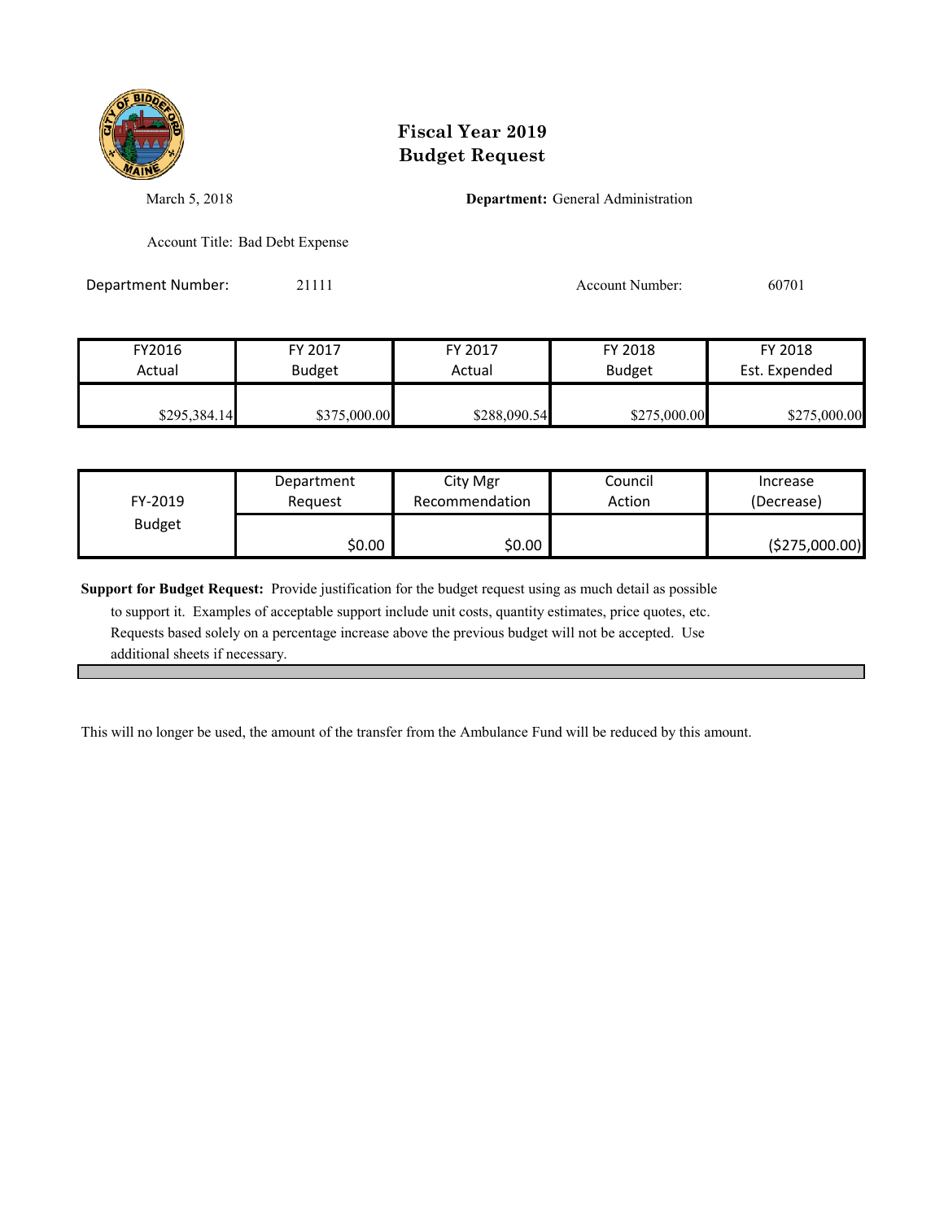# Fiscal Year 2019
# Budget Request

March 5, 2018

**Department:** General Administration

Account Title: Bad Debt Expense

Department Number: 21111

Account Number: 60701

| FY2016 Actual | FY 2017 Budget | FY 2017 Actual | FY 2018 Budget | FY 2018 Est. Expended |
|---|---|---|---|---|
| $295,384.14 | $375,000.00 | $288,090.54 | $275,000.00 | $275,000.00 |

| FY-2019 Budget | Department Request | City Mgr Recommendation | Council Action | Increase (Decrease) |
|---|---|---|---|---|
| | $0.00 | $0.00 | | ($275,000.00) |

**Support for Budget Request:** Provide justification for the budget request using as much detail as possible to support it. Examples of acceptable support include unit costs, quantity estimates, price quotes, etc. Requests based solely on a percentage increase above the previous budget will not be accepted. Use additional sheets if necessary.

This will no longer be used, the amount of the transfer from the Ambulance Fund will be reduced by this amount.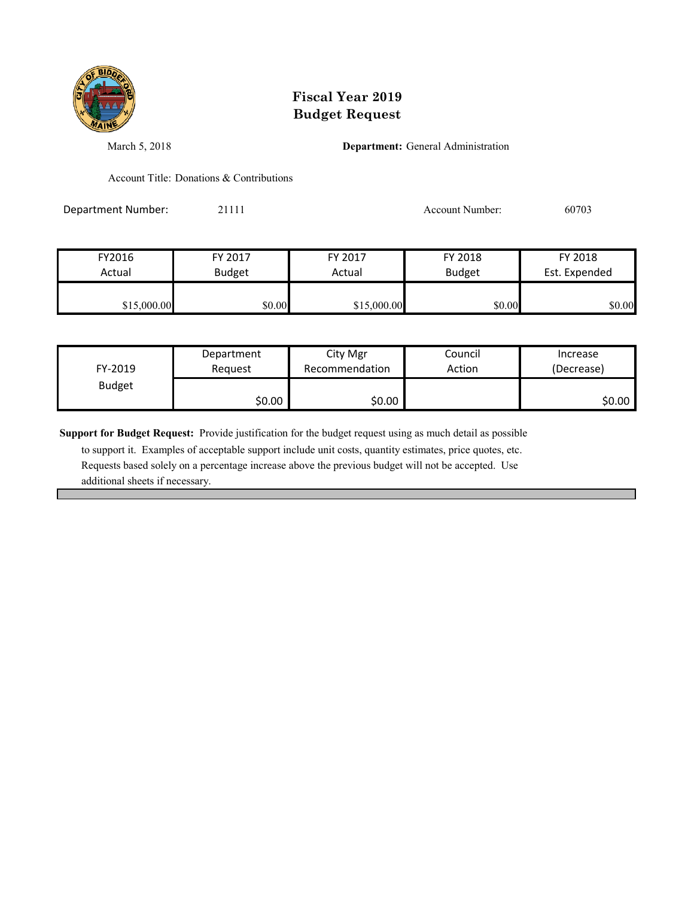# Fiscal Year 2019
# Budget Request

March 5, 2018

**Department:** General Administration

Account Title: Donations & Contributions

Department Number: 21111

Account Number: 60703

| FY2016 Actual | FY 2017 Budget | FY 2017 Actual | FY 2018 Budget | FY 2018 Est. Expended |
|---|---|---|---|---|
| $15,000.00 | $0.00 | $15,000.00 | $0.00 | $0.00 |

| FY-2019 Budget | Department Request | City Mgr Recommendation | Council Action | Increase (Decrease) |
|---|---|---|---|---|
| | $0.00 | $0.00 | | $0.00 |

**Support for Budget Request:** Provide justification for the budget request using as much detail as possible to support it. Examples of acceptable support include unit costs, quantity estimates, price quotes, etc. Requests based solely on a percentage increase above the previous budget will not be accepted. Use additional sheets if necessary.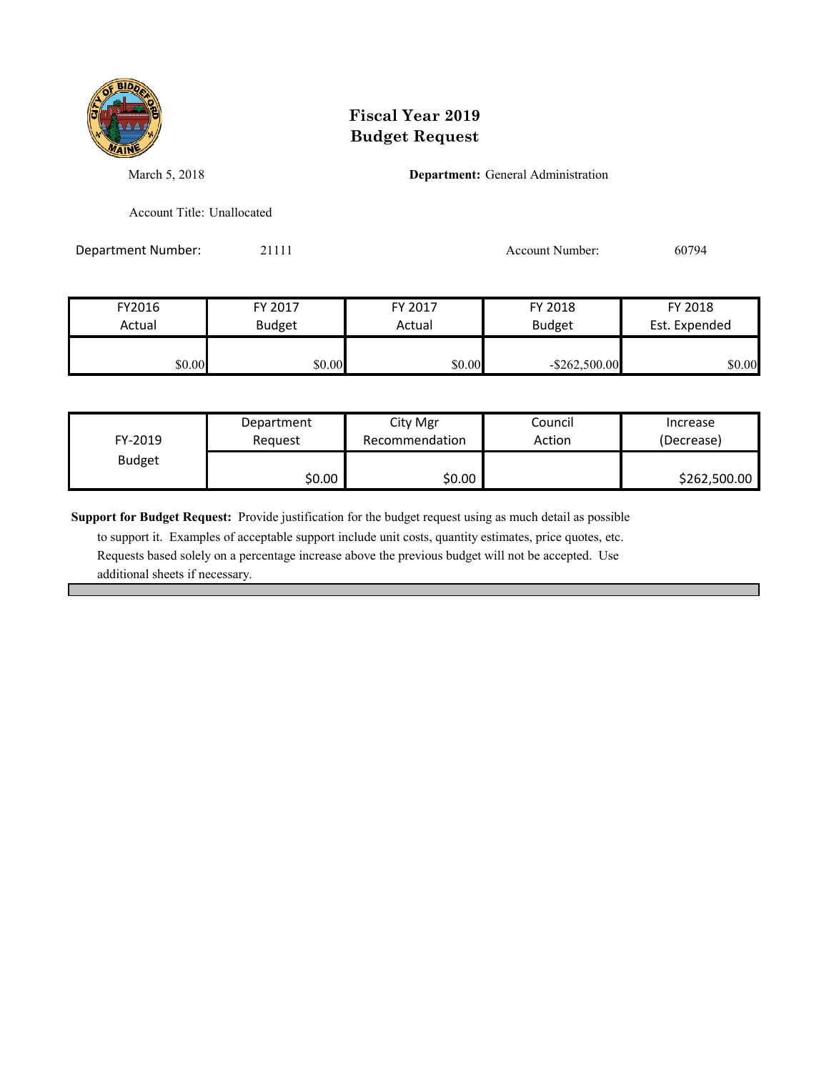# Fiscal Year 2019
# Budget Request

March 5, 2018

**Department:** General Administration

Account Title: Unallocated

Department Number: 21111

Account Number: 60794

| FY2016 Actual | FY 2017 Budget | FY 2017 Actual | FY 2018 Budget | FY 2018 Est. Expended |
|---|---|---|---|---|
| $0.00 | $0.00 | $0.00 | -$262,500.00 | $0.00 |

| FY-2019 Budget | Department Request | City Mgr Recommendation | Council Action | Increase (Decrease) |
|---|---|---|---|---|
| | $0.00 | $0.00 | | $262,500.00 |

**Support for Budget Request:** Provide justification for the budget request using as much detail as possible to support it. Examples of acceptable support include unit costs, quantity estimates, price quotes, etc. Requests based solely on a percentage increase above the previous budget will not be accepted. Use additional sheets if necessary.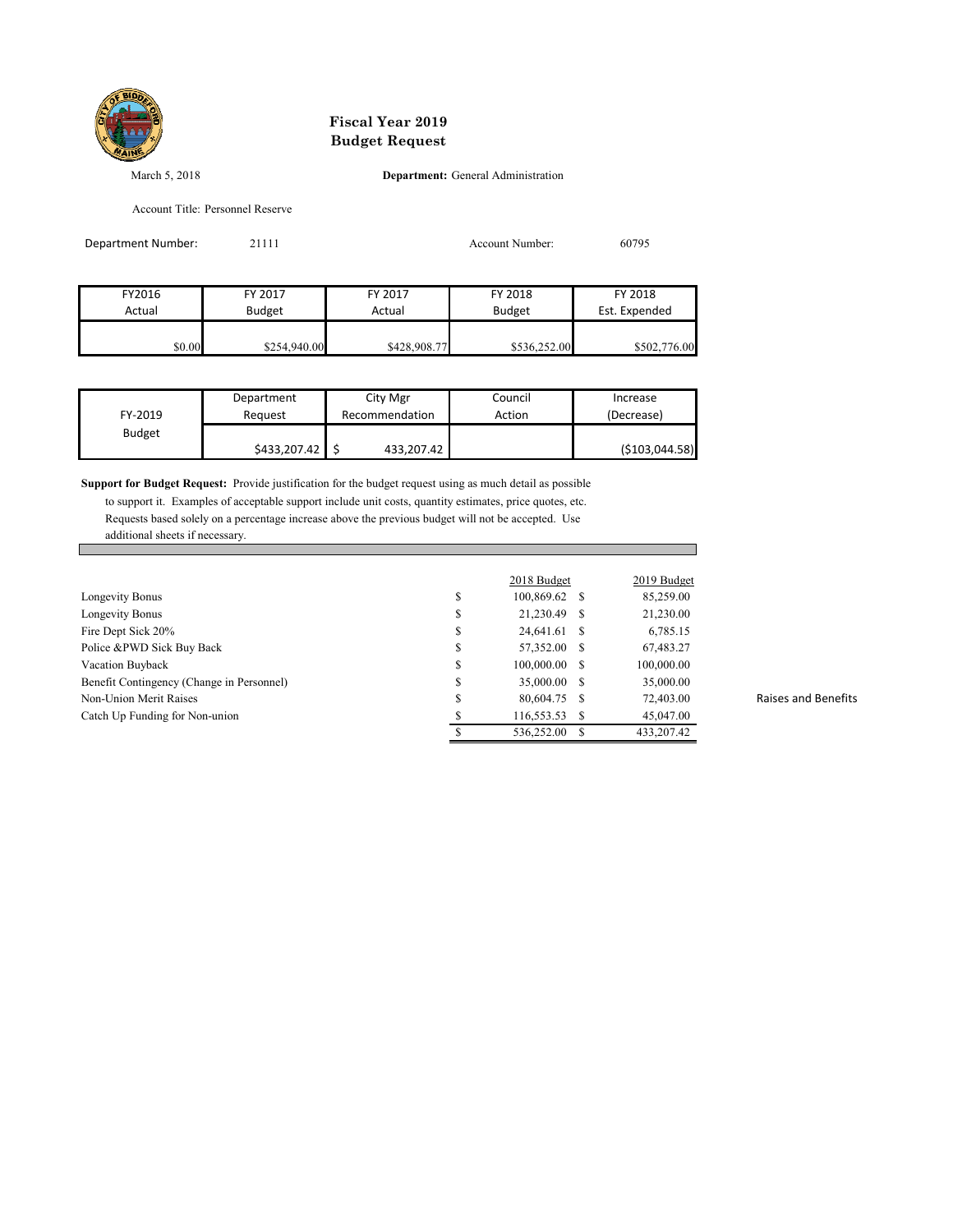# Fiscal Year 2019
# Budget Request

March 5, 2018

**Department:** General Administration

Account Title: Personnel Reserve

Department Number: 21111

Account Number: 60795

| FY2016 Actual | FY 2017 Budget | FY 2017 Actual | FY 2018 Budget | FY 2018 Est. Expended |
|---|---|---|---|---|
| $0.00 | $254,940.00 | $428,908.77 | $536,252.00 | $502,776.00 |

| FY-2019 Budget | Department Request | City Mgr Recommendation | Council Action | Increase (Decrease) |
|---|---|---|---|---|
| | $433,207.42 | $ 433,207.42 | | ($103,044.58) |

**Support for Budget Request:** Provide justification for the budget request using as much detail as possible to support it. Examples of acceptable support include unit costs, quantity estimates, price quotes, etc. Requests based solely on a percentage increase above the previous budget will not be accepted. Use additional sheets if necessary.

| | 2018 Budget | 2019 Budget | |
|---|---|---|---|
| Longevity Bonus | $ 100,869.62 | $ 85,259.00 | |
| Longevity Bonus | $ 21,230.49 | $ 21,230.00 | |
| Fire Dept Sick 20% | $ 24,641.61 | $ 6,785.15 | |
| Police &PWD Sick Buy Back | $ 57,352.00 | $ 67,483.27 | |
| Vacation Buyback | $ 100,000.00 | $ 100,000.00 | |
| Benefit Contingency (Change in Personnel) | $ 35,000.00 | $ 35,000.00 | |
| Non-Union Merit Raises | $ 80,604.75 | $ 72,403.00 | Raises and Benefits |
| Catch Up Funding for Non-union | $ 116,553.53 | $ 45,047.00 | |
| | $ 536,252.00 | $ 433,207.42 | |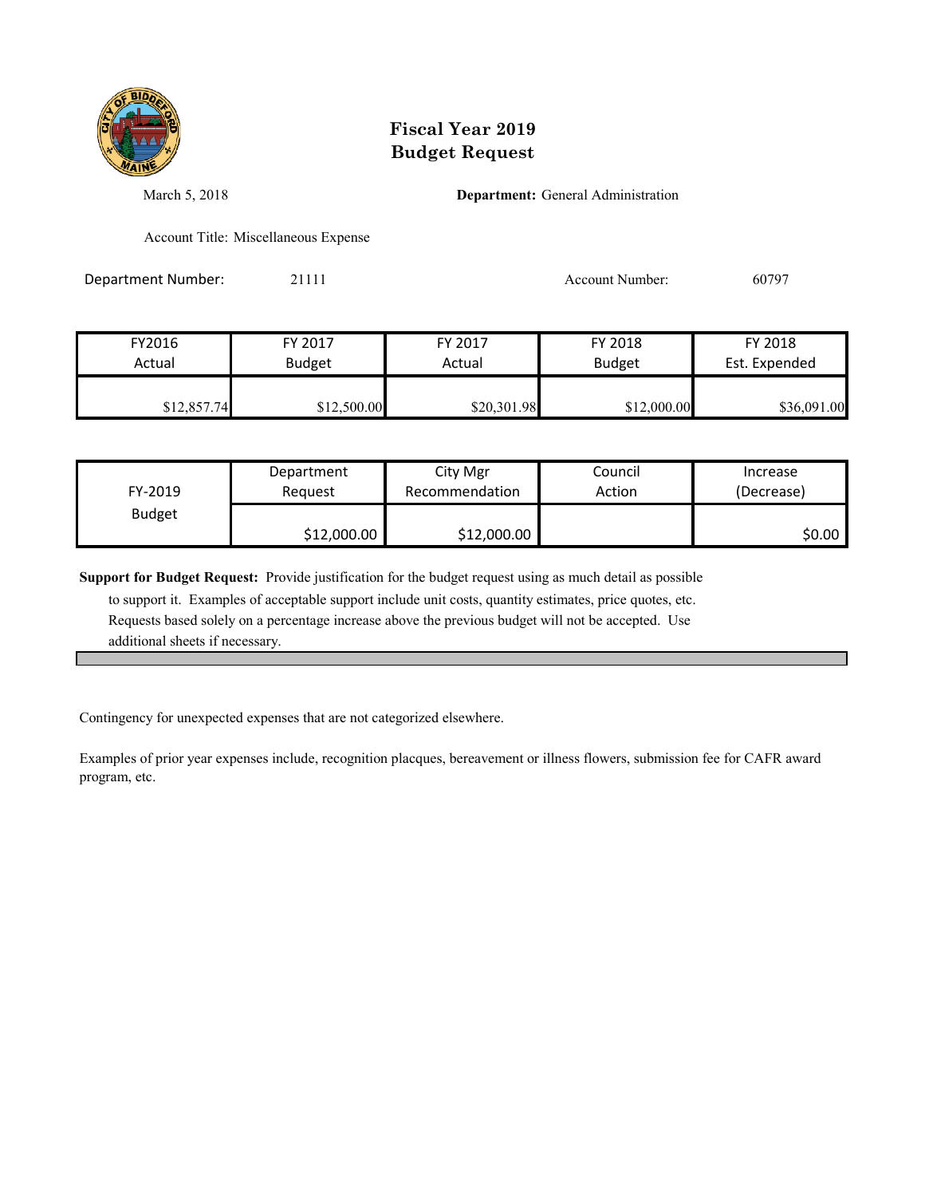# Fiscal Year 2019
# Budget Request

March 5, 2018

**Department:** General Administration

Account Title: Miscellaneous Expense

Department Number: 21111

Account Number: 60797

| FY2016 Actual | FY 2017 Budget | FY 2017 Actual | FY 2018 Budget | FY 2018 Est. Expended |
|---|---|---|---|---|
| $12,857.74 | $12,500.00 | $20,301.98 | $12,000.00 | $36,091.00 |

| FY-2019 Budget | Department Request | City Mgr Recommendation | Council Action | Increase (Decrease) |
|---|---|---|---|---|
| | $12,000.00 | $12,000.00 | | $0.00 |

**Support for Budget Request:** Provide justification for the budget request using as much detail as possible to support it. Examples of acceptable support include unit costs, quantity estimates, price quotes, etc. Requests based solely on a percentage increase above the previous budget will not be accepted. Use additional sheets if necessary.

Contingency for unexpected expenses that are not categorized elsewhere.

Examples of prior year expenses include, recognition placques, bereavement or illness flowers, submission fee for CAFR award program, etc.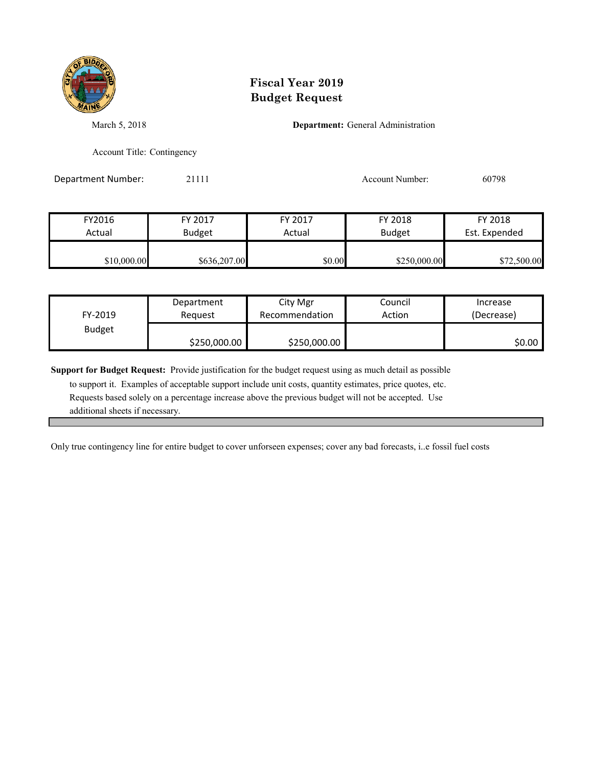# Fiscal Year 2019
# Budget Request

March 5, 2018

**Department:** General Administration

Account Title: Contingency

Department Number: 21111

Account Number: 60798

| FY2016 Actual | FY 2017 Budget | FY 2017 Actual | FY 2018 Budget | FY 2018 Est. Expended |
|---|---|---|---|---|
| $10,000.00 | $636,207.00 | $0.00 | $250,000.00 | $72,500.00 |

| FY-2019 Budget | Department Request | City Mgr Recommendation | Council Action | Increase (Decrease) |
|---|---|---|---|---|
| | $250,000.00 | $250,000.00 | | $0.00 |

**Support for Budget Request:** Provide justification for the budget request using as much detail as possible to support it. Examples of acceptable support include unit costs, quantity estimates, price quotes, etc. Requests based solely on a percentage increase above the previous budget will not be accepted. Use additional sheets if necessary.

Only true contingency line for entire budget to cover unforseen expenses; cover any bad forecasts, i..e fossil fuel costs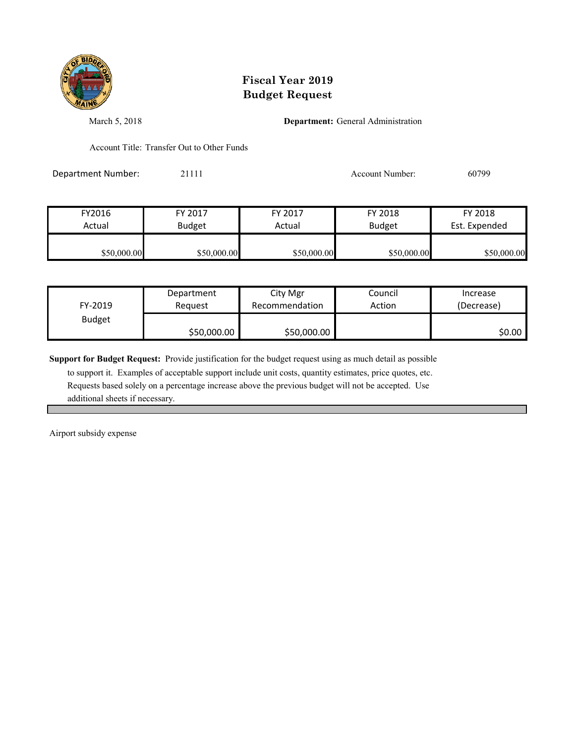# Fiscal Year 2019
# Budget Request

March 5, 2018

**Department:** General Administration

Account Title: Transfer Out to Other Funds

Department Number: 21111

Account Number: 60799

| FY2016 Actual | FY 2017 Budget | FY 2017 Actual | FY 2018 Budget | FY 2018 Est. Expended |
|---|---|---|---|---|
| $50,000.00 | $50,000.00 | $50,000.00 | $50,000.00 | $50,000.00 |

| FY-2019 Budget | Department Request | City Mgr Recommendation | Council Action | Increase (Decrease) |
|---|---|---|---|---|
| | $50,000.00 | $50,000.00 | | $0.00 |

**Support for Budget Request:** Provide justification for the budget request using as much detail as possible to support it. Examples of acceptable support include unit costs, quantity estimates, price quotes, etc. Requests based solely on a percentage increase above the previous budget will not be accepted. Use additional sheets if necessary.

Airport subsidy expense